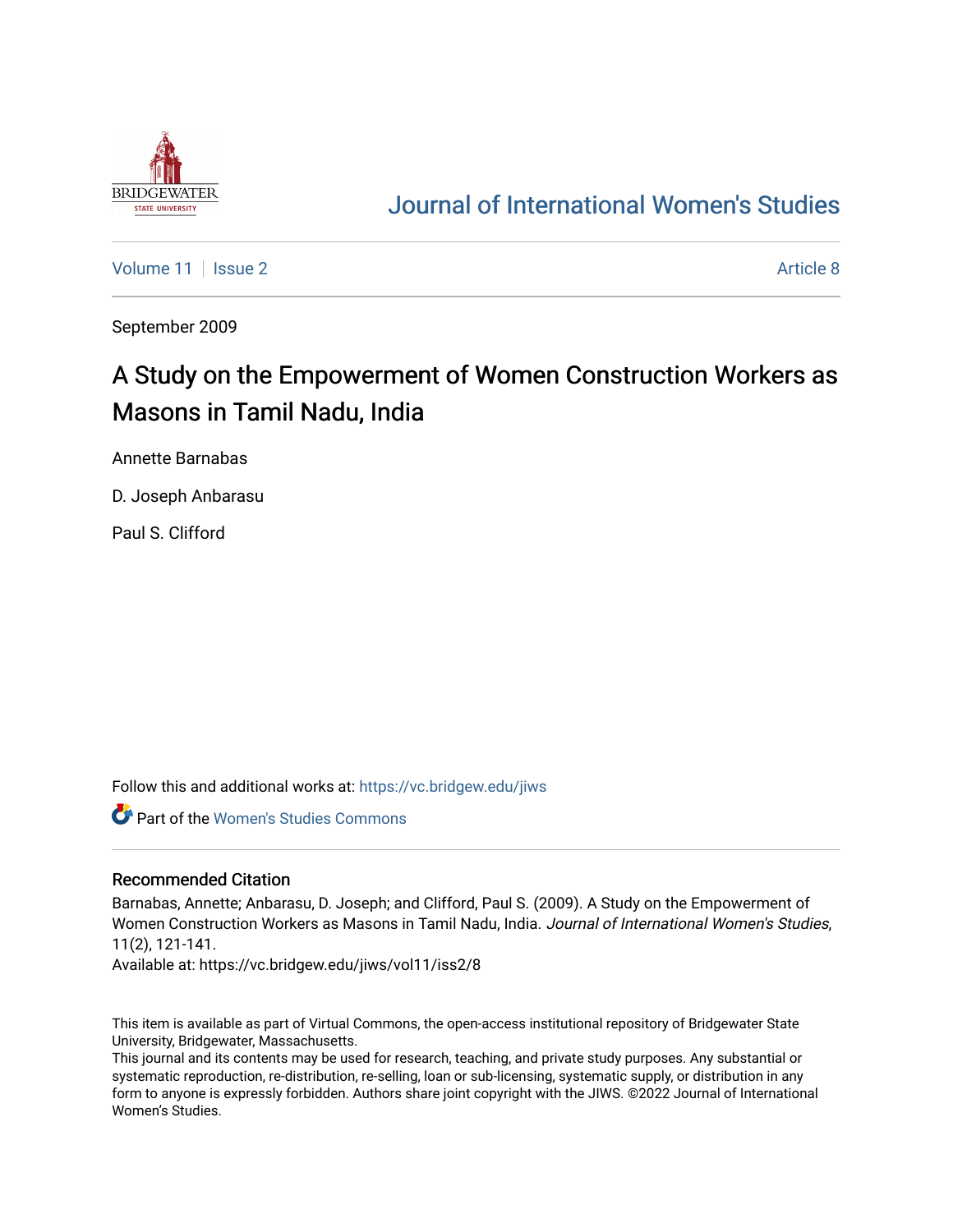BRIDGEWATER STATE UNIVERSITY

# Journal of International Women's Studies

Volume 11 | Issue 2 | Article 8

September 2009

## A Study on the Empowerment of Women Construction Workers as Masons in Tamil Nadu, India

Annette Barnabas

D. Joseph Anbarasu

Paul S. Clifford

Follow this and additional works at: https://vc.bridgew.edu/jiws

Part of the Women's Studies Commons

### Recommended Citation

Barnabas, Annette; Anbarasu, D. Joseph; and Clifford, Paul S. (2009). A Study on the Empowerment of Women Construction Workers as Masons in Tamil Nadu, India. *Journal of International Women's Studies*, 11(2), 121-141.
Available at: https://vc.bridgew.edu/jiws/vol11/iss2/8

This item is available as part of Virtual Commons, the open-access institutional repository of Bridgewater State University, Bridgewater, Massachusetts.
This journal and its contents may be used for research, teaching, and private study purposes. Any substantial or systematic reproduction, re-distribution, re-selling, loan or sub-licensing, systematic supply, or distribution in any form to anyone is expressly forbidden. Authors share joint copyright with the JIWS. ©2022 Journal of International Women's Studies.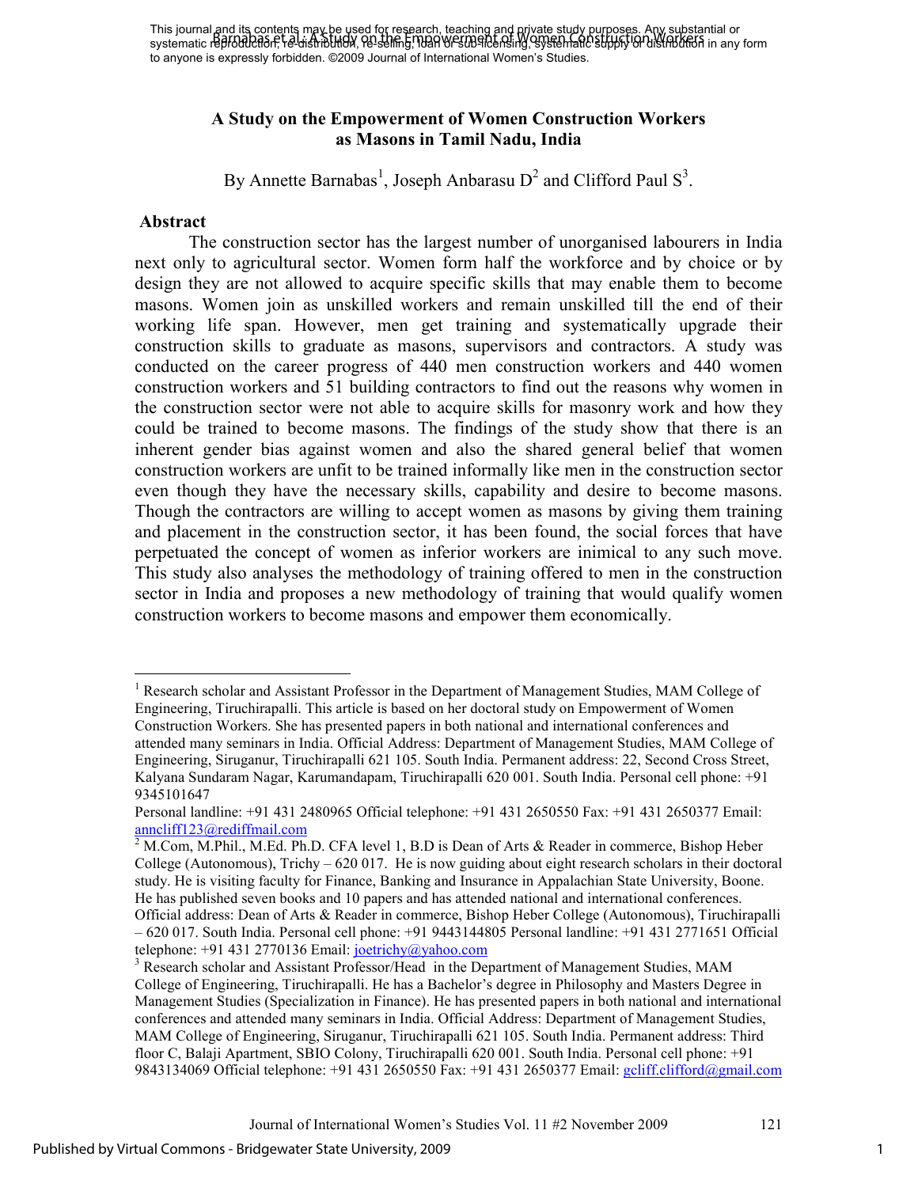This journal and its contents may be used for research, teaching and private study purposes. Any substantial or systematic reproduction, re-distribution, re-selling, loan or sub-licensing, systematic supply or distribution in any form to anyone is expressly forbidden. ©2009 Journal of International Women's Studies.

# A Study on the Empowerment of Women Construction Workers as Masons in Tamil Nadu, India

By Annette Barnabas[1], Joseph Anbarasu D[2] and Clifford Paul S[3].

## Abstract

The construction sector has the largest number of unorganised labourers in India next only to agricultural sector. Women form half the workforce and by choice or by design they are not allowed to acquire specific skills that may enable them to become masons. Women join as unskilled workers and remain unskilled till the end of their working life span. However, men get training and systematically upgrade their construction skills to graduate as masons, supervisors and contractors. A study was conducted on the career progress of 440 men construction workers and 440 women construction workers and 51 building contractors to find out the reasons why women in the construction sector were not able to acquire skills for masonry work and how they could be trained to become masons. The findings of the study show that there is an inherent gender bias against women and also the shared general belief that women construction workers are unfit to be trained informally like men in the construction sector even though they have the necessary skills, capability and desire to become masons. Though the contractors are willing to accept women as masons by giving them training and placement in the construction sector, it has been found, the social forces that have perpetuated the concept of women as inferior workers are inimical to any such move. This study also analyses the methodology of training offered to men in the construction sector in India and proposes a new methodology of training that would qualify women construction workers to become masons and empower them economically.

---

[1] Research scholar and Assistant Professor in the Department of Management Studies, MAM College of Engineering, Tiruchirapalli. This article is based on her doctoral study on Empowerment of Women Construction Workers. She has presented papers in both national and international conferences and attended many seminars in India. Official Address: Department of Management Studies, MAM College of Engineering, Siruganur, Tiruchirapalli 621 105. South India. Permanent address: 22, Second Cross Street, Kalyana Sundaram Nagar, Karumandapam, Tiruchirapalli 620 001. South India. Personal cell phone: +91 9345101647

Personal landline: +91 431 2480965 Official telephone: +91 431 2650550 Fax: +91 431 2650377 Email: anncliff123@rediffmail.com

[2] M.Com, M.Phil., M.Ed. Ph.D. CFA level 1, B.D is Dean of Arts & Reader in commerce, Bishop Heber College (Autonomous), Trichy – 620 017. He is now guiding about eight research scholars in their doctoral study. He is visiting faculty for Finance, Banking and Insurance in Appalachian State University, Boone. He has published seven books and 10 papers and has attended national and international conferences. Official address: Dean of Arts & Reader in commerce, Bishop Heber College (Autonomous), Tiruchirapalli – 620 017. South India. Personal cell phone: +91 9443144805 Personal landline: +91 431 2771651 Official telephone: +91 431 2770136 Email: joetrichy@yahoo.com

[3] Research scholar and Assistant Professor/Head in the Department of Management Studies, MAM College of Engineering, Tiruchirapalli. He has a Bachelor's degree in Philosophy and Masters Degree in Management Studies (Specialization in Finance). He has presented papers in both national and international conferences and attended many seminars in India. Official Address: Department of Management Studies, MAM College of Engineering, Siruganur, Tiruchirapalli 621 105. South India. Permanent address: Third floor C, Balaji Apartment, SBIO Colony, Tiruchirapalli 620 001. South India. Personal cell phone: +91 9843134069 Official telephone: +91 431 2650550 Fax: +91 431 2650377 Email: gcliff.clifford@gmail.com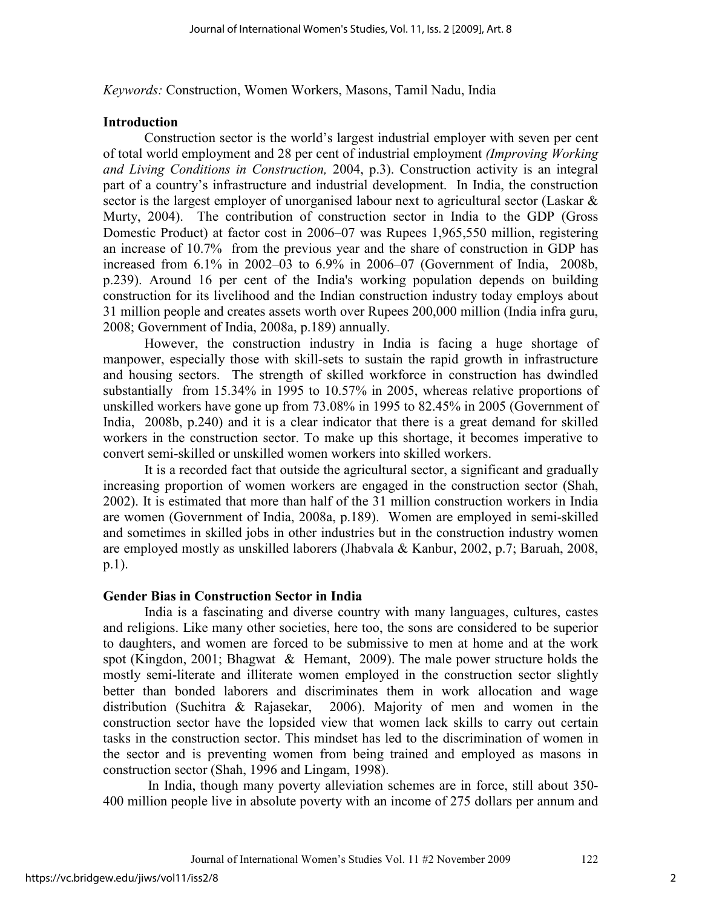*Keywords:* Construction, Women Workers, Masons, Tamil Nadu, India

## Introduction

Construction sector is the world's largest industrial employer with seven per cent of total world employment and 28 per cent of industrial employment *(Improving Working and Living Conditions in Construction,* 2004, p.3). Construction activity is an integral part of a country's infrastructure and industrial development. In India, the construction sector is the largest employer of unorganised labour next to agricultural sector (Laskar & Murty, 2004). The contribution of construction sector in India to the GDP (Gross Domestic Product) at factor cost in 2006–07 was Rupees 1,965,550 million, registering an increase of 10.7% from the previous year and the share of construction in GDP has increased from 6.1% in 2002–03 to 6.9% in 2006–07 (Government of India, 2008b, p.239). Around 16 per cent of the India's working population depends on building construction for its livelihood and the Indian construction industry today employs about 31 million people and creates assets worth over Rupees 200,000 million (India infra guru, 2008; Government of India, 2008a, p.189) annually.

However, the construction industry in India is facing a huge shortage of manpower, especially those with skill-sets to sustain the rapid growth in infrastructure and housing sectors. The strength of skilled workforce in construction has dwindled substantially from 15.34% in 1995 to 10.57% in 2005, whereas relative proportions of unskilled workers have gone up from 73.08% in 1995 to 82.45% in 2005 (Government of India, 2008b, p.240) and it is a clear indicator that there is a great demand for skilled workers in the construction sector. To make up this shortage, it becomes imperative to convert semi-skilled or unskilled women workers into skilled workers.

It is a recorded fact that outside the agricultural sector, a significant and gradually increasing proportion of women workers are engaged in the construction sector (Shah, 2002). It is estimated that more than half of the 31 million construction workers in India are women (Government of India, 2008a, p.189). Women are employed in semi-skilled and sometimes in skilled jobs in other industries but in the construction industry women are employed mostly as unskilled laborers (Jhabvala & Kanbur, 2002, p.7; Baruah, 2008, p.1).

## Gender Bias in Construction Sector in India

India is a fascinating and diverse country with many languages, cultures, castes and religions. Like many other societies, here too, the sons are considered to be superior to daughters, and women are forced to be submissive to men at home and at the work spot (Kingdon, 2001; Bhagwat & Hemant, 2009). The male power structure holds the mostly semi-literate and illiterate women employed in the construction sector slightly better than bonded laborers and discriminates them in work allocation and wage distribution (Suchitra & Rajasekar, 2006). Majority of men and women in the construction sector have the lopsided view that women lack skills to carry out certain tasks in the construction sector. This mindset has led to the discrimination of women in the sector and is preventing women from being trained and employed as masons in construction sector (Shah, 1996 and Lingam, 1998).

In India, though many poverty alleviation schemes are in force, still about 350-400 million people live in absolute poverty with an income of 275 dollars per annum and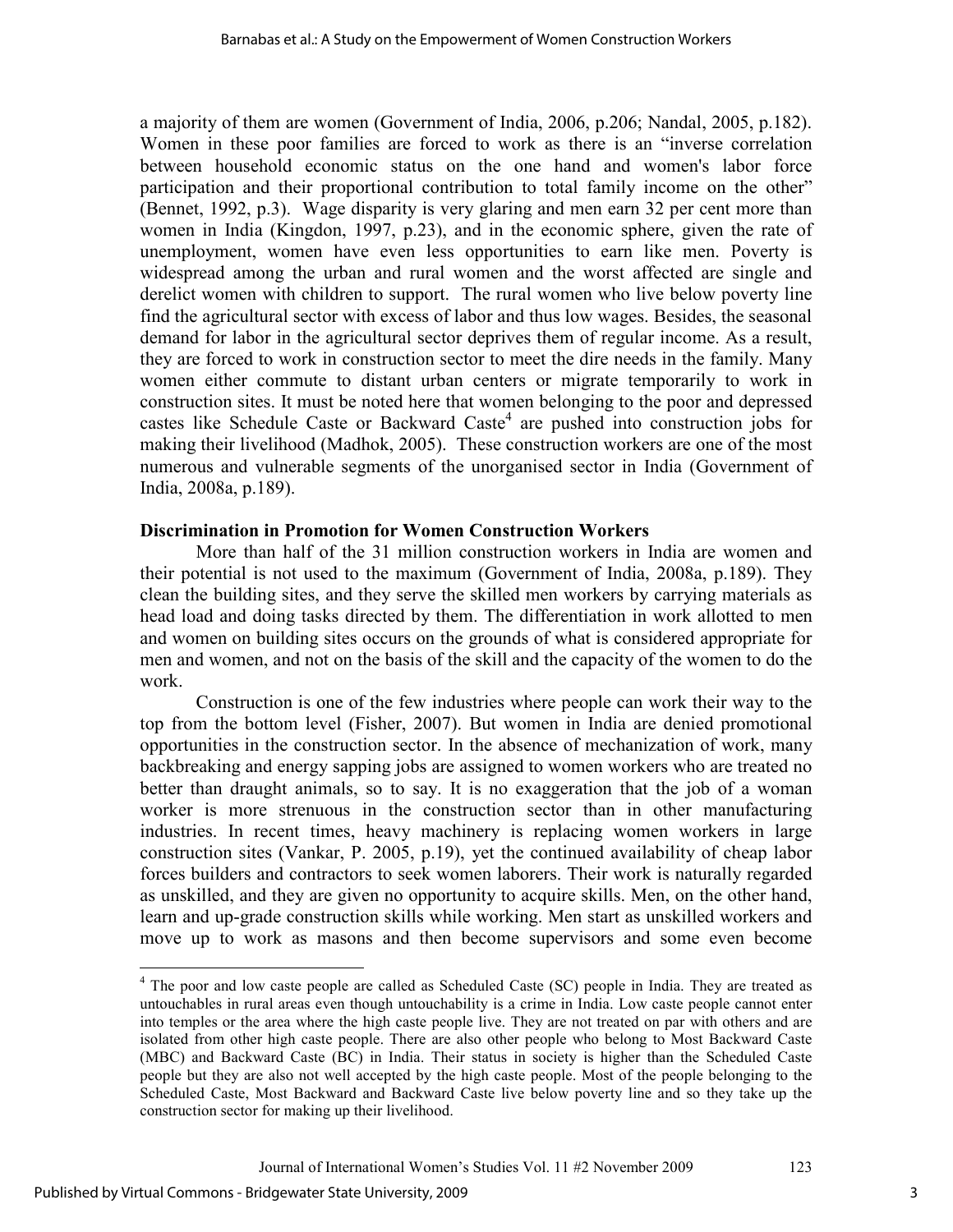a majority of them are women (Government of India, 2006, p.206; Nandal, 2005, p.182). Women in these poor families are forced to work as there is an "inverse correlation between household economic status on the one hand and women's labor force participation and their proportional contribution to total family income on the other" (Bennet, 1992, p.3). Wage disparity is very glaring and men earn 32 per cent more than women in India (Kingdon, 1997, p.23), and in the economic sphere, given the rate of unemployment, women have even less opportunities to earn like men. Poverty is widespread among the urban and rural women and the worst affected are single and derelict women with children to support. The rural women who live below poverty line find the agricultural sector with excess of labor and thus low wages. Besides, the seasonal demand for labor in the agricultural sector deprives them of regular income. As a result, they are forced to work in construction sector to meet the dire needs in the family. Many women either commute to distant urban centers or migrate temporarily to work in construction sites. It must be noted here that women belonging to the poor and depressed castes like Schedule Caste or Backward Caste[4] are pushed into construction jobs for making their livelihood (Madhok, 2005). These construction workers are one of the most numerous and vulnerable segments of the unorganised sector in India (Government of India, 2008a, p.189).

**Discrimination in Promotion for Women Construction Workers**

More than half of the 31 million construction workers in India are women and their potential is not used to the maximum (Government of India, 2008a, p.189). They clean the building sites, and they serve the skilled men workers by carrying materials as head load and doing tasks directed by them. The differentiation in work allotted to men and women on building sites occurs on the grounds of what is considered appropriate for men and women, and not on the basis of the skill and the capacity of the women to do the work.

Construction is one of the few industries where people can work their way to the top from the bottom level (Fisher, 2007). But women in India are denied promotional opportunities in the construction sector. In the absence of mechanization of work, many backbreaking and energy sapping jobs are assigned to women workers who are treated no better than draught animals, so to say. It is no exaggeration that the job of a woman worker is more strenuous in the construction sector than in other manufacturing industries. In recent times, heavy machinery is replacing women workers in large construction sites (Vankar, P. 2005, p.19), yet the continued availability of cheap labor forces builders and contractors to seek women laborers. Their work is naturally regarded as unskilled, and they are given no opportunity to acquire skills. Men, on the other hand, learn and up-grade construction skills while working. Men start as unskilled workers and move up to work as masons and then become supervisors and some even become

---

[4] The poor and low caste people are called as Scheduled Caste (SC) people in India. They are treated as untouchables in rural areas even though untouchability is a crime in India. Low caste people cannot enter into temples or the area where the high caste people live. They are not treated on par with others and are isolated from other high caste people. There are also other people who belong to Most Backward Caste (MBC) and Backward Caste (BC) in India. Their status in society is higher than the Scheduled Caste people but they are also not well accepted by the high caste people. Most of the people belonging to the Scheduled Caste, Most Backward and Backward Caste live below poverty line and so they take up the construction sector for making up their livelihood.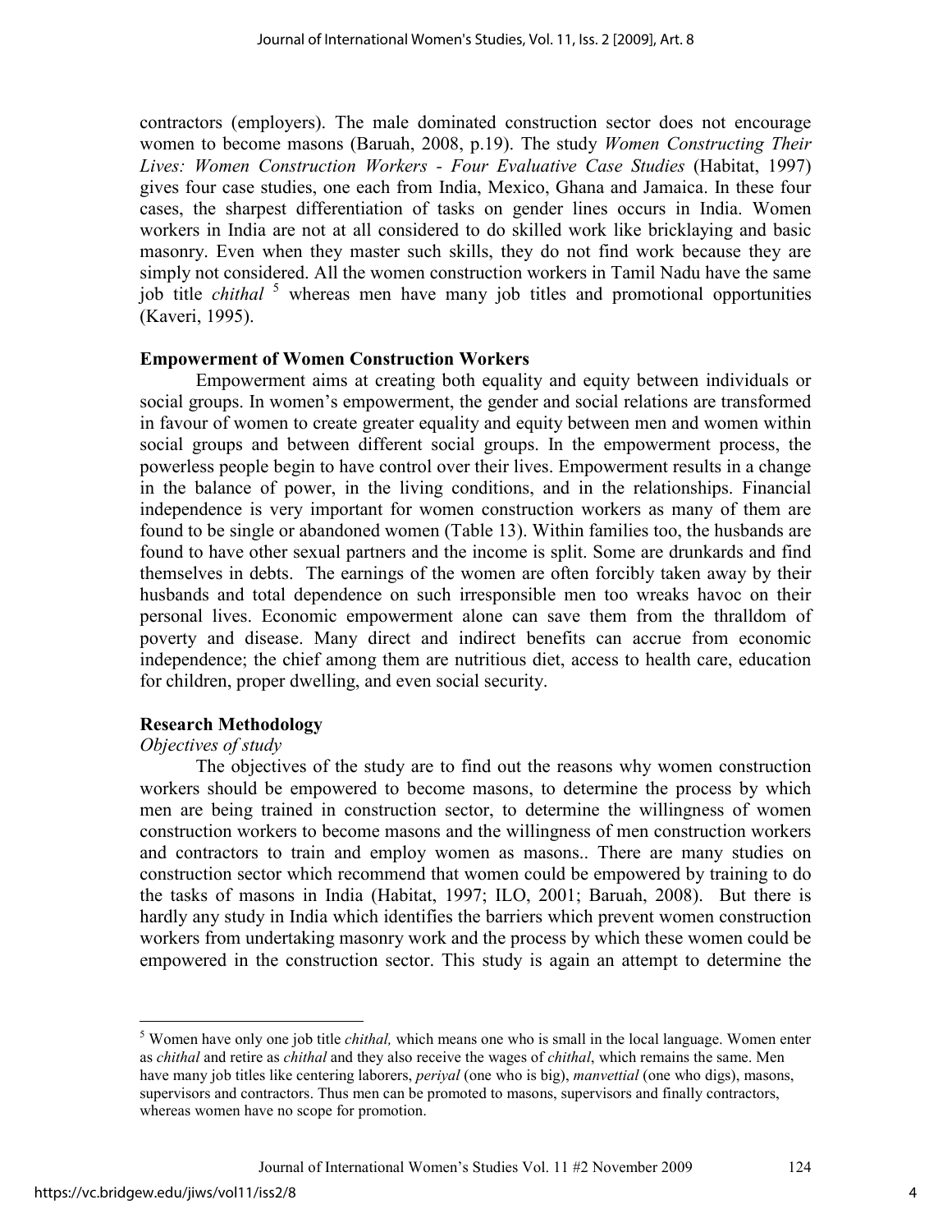contractors (employers). The male dominated construction sector does not encourage women to become masons (Baruah, 2008, p.19). The study *Women Constructing Their Lives: Women Construction Workers - Four Evaluative Case Studies* (Habitat, 1997) gives four case studies, one each from India, Mexico, Ghana and Jamaica. In these four cases, the sharpest differentiation of tasks on gender lines occurs in India. Women workers in India are not at all considered to do skilled work like bricklaying and basic masonry. Even when they master such skills, they do not find work because they are simply not considered. All the women construction workers in Tamil Nadu have the same job title *chithal* [5] whereas men have many job titles and promotional opportunities (Kaveri, 1995).

**Empowerment of Women Construction Workers**

Empowerment aims at creating both equality and equity between individuals or social groups. In women's empowerment, the gender and social relations are transformed in favour of women to create greater equality and equity between men and women within social groups and between different social groups. In the empowerment process, the powerless people begin to have control over their lives. Empowerment results in a change in the balance of power, in the living conditions, and in the relationships. Financial independence is very important for women construction workers as many of them are found to be single or abandoned women (Table 13). Within families too, the husbands are found to have other sexual partners and the income is split. Some are drunkards and find themselves in debts. The earnings of the women are often forcibly taken away by their husbands and total dependence on such irresponsible men too wreaks havoc on their personal lives. Economic empowerment alone can save them from the thralldom of poverty and disease. Many direct and indirect benefits can accrue from economic independence; the chief among them are nutritious diet, access to health care, education for children, proper dwelling, and even social security.

**Research Methodology**

*Objectives of study*

The objectives of the study are to find out the reasons why women construction workers should be empowered to become masons, to determine the process by which men are being trained in construction sector, to determine the willingness of women construction workers to become masons and the willingness of men construction workers and contractors to train and employ women as masons.. There are many studies on construction sector which recommend that women could be empowered by training to do the tasks of masons in India (Habitat, 1997; ILO, 2001; Baruah, 2008). But there is hardly any study in India which identifies the barriers which prevent women construction workers from undertaking masonry work and the process by which these women could be empowered in the construction sector. This study is again an attempt to determine the

[5] Women have only one job title *chithal,* which means one who is small in the local language. Women enter as *chithal* and retire as *chithal* and they also receive the wages of *chithal*, which remains the same. Men have many job titles like centering laborers, *periyal* (one who is big), *manvettial* (one who digs), masons, supervisors and contractors. Thus men can be promoted to masons, supervisors and finally contractors, whereas women have no scope for promotion.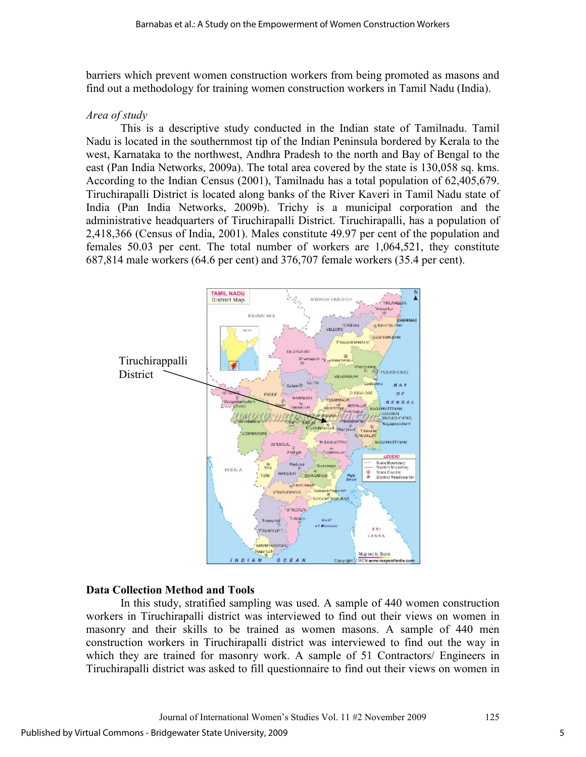barriers which prevent women construction workers from being promoted as masons and find out a methodology for training women construction workers in Tamil Nadu (India).

*Area of study*

This is a descriptive study conducted in the Indian state of Tamilnadu. Tamil Nadu is located in the southernmost tip of the Indian Peninsula bordered by Kerala to the west, Karnataka to the northwest, Andhra Pradesh to the north and Bay of Bengal to the east (Pan India Networks, 2009a). The total area covered by the state is 130,058 sq. kms. According to the Indian Census (2001), Tamilnadu has a total population of 62,405,679. Tiruchirapalli District is located along banks of the River Kaveri in Tamil Nadu state of India (Pan India Networks, 2009b). Trichy is a municipal corporation and the administrative headquarters of Tiruchirapalli District. Tiruchirapalli, has a population of 2,418,366 (Census of India, 2001). Males constitute 49.97 per cent of the population and females 50.03 per cent. The total number of workers are 1,064,521, they constitute 687,814 male workers (64.6 per cent) and 376,707 female workers (35.4 per cent).

Tiruchirappalli District

## Data Collection Method and Tools

In this study, stratified sampling was used. A sample of 440 women construction workers in Tiruchirapalli district was interviewed to find out their views on women in masonry and their skills to be trained as women masons. A sample of 440 men construction workers in Tiruchirapalli district was interviewed to find out the way in which they are trained for masonry work. A sample of 51 Contractors/ Engineers in Tiruchirapalli district was asked to fill questionnaire to find out their views on women in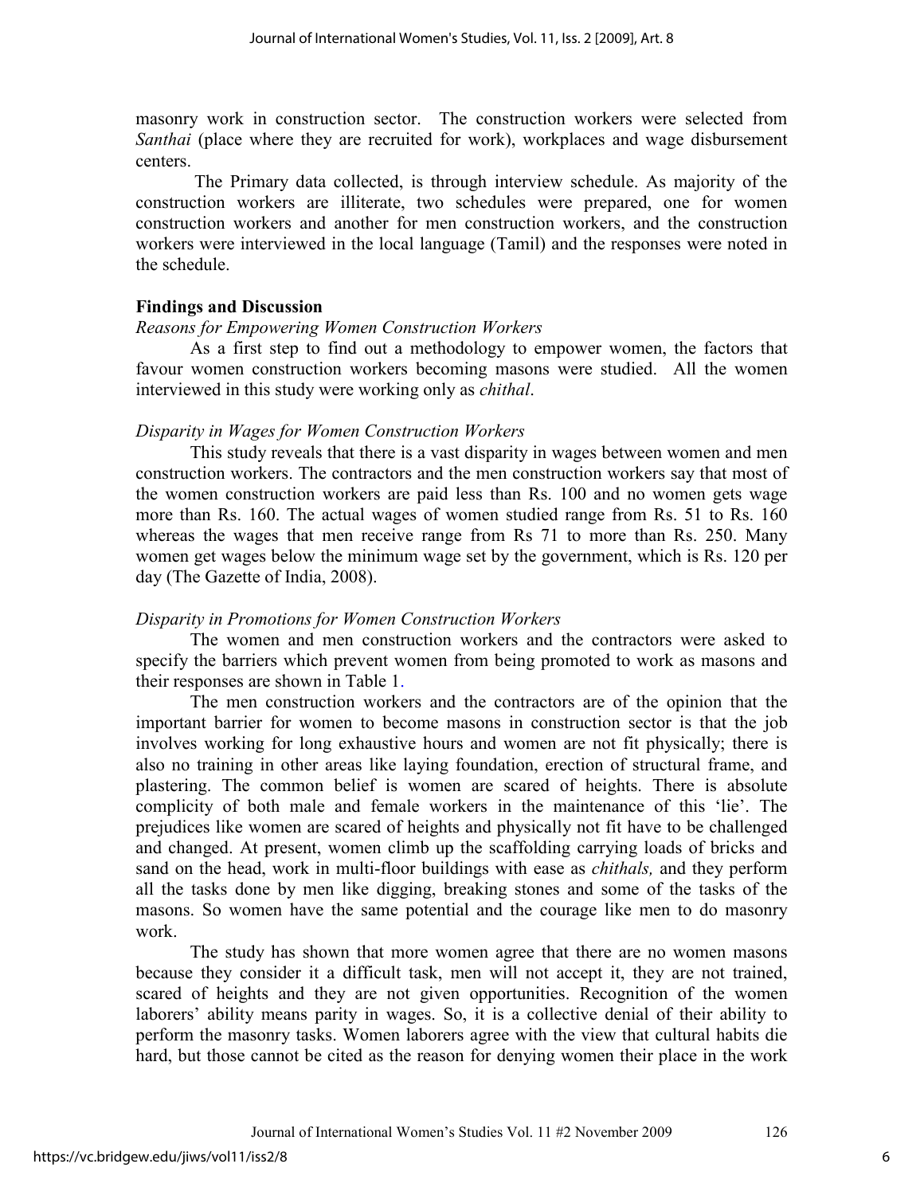masonry work in construction sector. The construction workers were selected from *Santhai* (place where they are recruited for work), workplaces and wage disbursement centers.

The Primary data collected, is through interview schedule. As majority of the construction workers are illiterate, two schedules were prepared, one for women construction workers and another for men construction workers, and the construction workers were interviewed in the local language (Tamil) and the responses were noted in the schedule.

### Findings and Discussion

*Reasons for Empowering Women Construction Workers*

As a first step to find out a methodology to empower women, the factors that favour women construction workers becoming masons were studied. All the women interviewed in this study were working only as *chithal*.

*Disparity in Wages for Women Construction Workers*

This study reveals that there is a vast disparity in wages between women and men construction workers. The contractors and the men construction workers say that most of the women construction workers are paid less than Rs. 100 and no women gets wage more than Rs. 160. The actual wages of women studied range from Rs. 51 to Rs. 160 whereas the wages that men receive range from Rs 71 to more than Rs. 250. Many women get wages below the minimum wage set by the government, which is Rs. 120 per day (The Gazette of India, 2008).

*Disparity in Promotions for Women Construction Workers*

The women and men construction workers and the contractors were asked to specify the barriers which prevent women from being promoted to work as masons and their responses are shown in Table 1.

The men construction workers and the contractors are of the opinion that the important barrier for women to become masons in construction sector is that the job involves working for long exhaustive hours and women are not fit physically; there is also no training in other areas like laying foundation, erection of structural frame, and plastering. The common belief is women are scared of heights. There is absolute complicity of both male and female workers in the maintenance of this 'lie'. The prejudices like women are scared of heights and physically not fit have to be challenged and changed. At present, women climb up the scaffolding carrying loads of bricks and sand on the head, work in multi-floor buildings with ease as *chithals,* and they perform all the tasks done by men like digging, breaking stones and some of the tasks of the masons. So women have the same potential and the courage like men to do masonry work.

The study has shown that more women agree that there are no women masons because they consider it a difficult task, men will not accept it, they are not trained, scared of heights and they are not given opportunities. Recognition of the women laborers' ability means parity in wages. So, it is a collective denial of their ability to perform the masonry tasks. Women laborers agree with the view that cultural habits die hard, but those cannot be cited as the reason for denying women their place in the work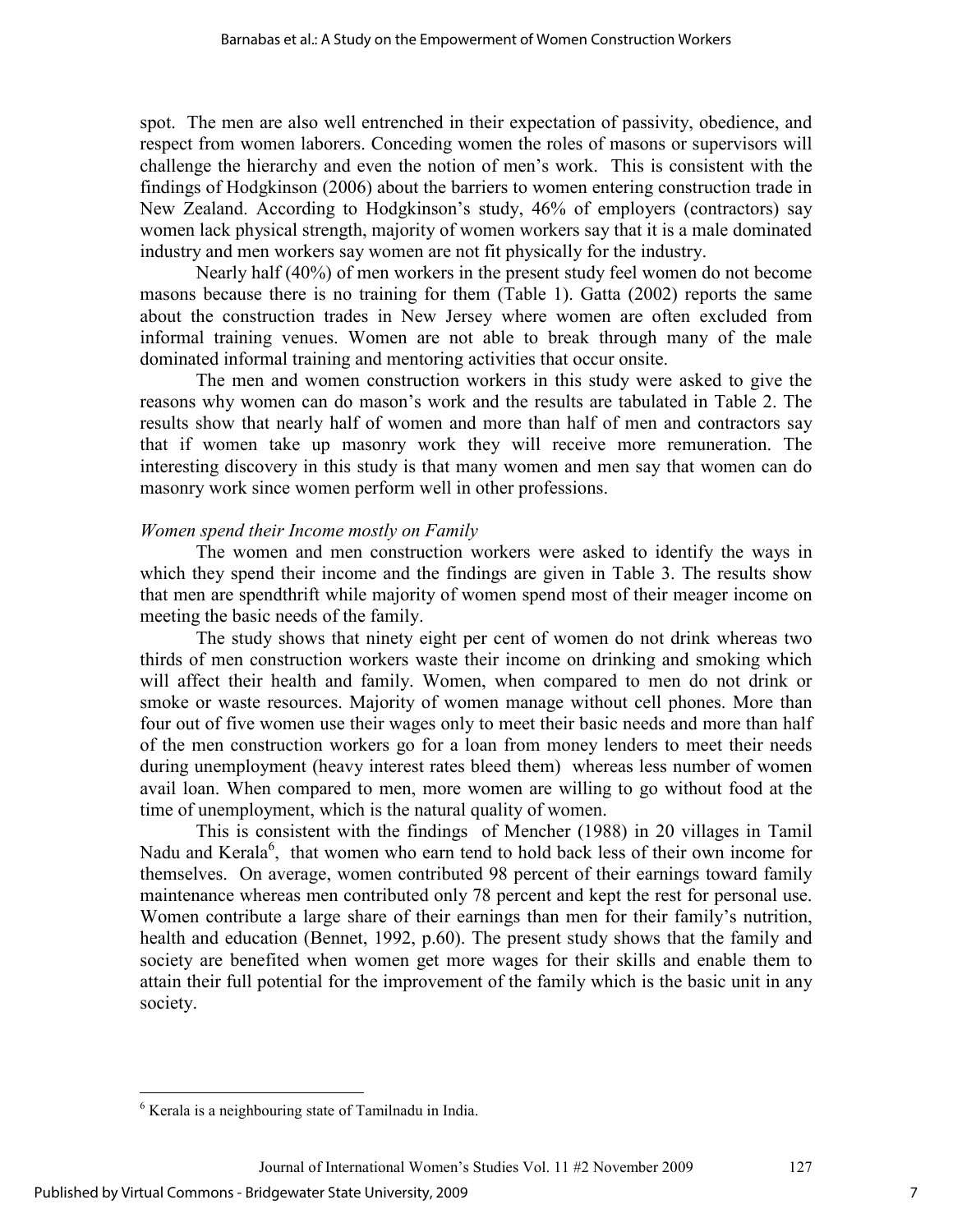spot. The men are also well entrenched in their expectation of passivity, obedience, and respect from women laborers. Conceding women the roles of masons or supervisors will challenge the hierarchy and even the notion of men's work. This is consistent with the findings of Hodgkinson (2006) about the barriers to women entering construction trade in New Zealand. According to Hodgkinson's study, 46% of employers (contractors) say women lack physical strength, majority of women workers say that it is a male dominated industry and men workers say women are not fit physically for the industry.

Nearly half (40%) of men workers in the present study feel women do not become masons because there is no training for them (Table 1). Gatta (2002) reports the same about the construction trades in New Jersey where women are often excluded from informal training venues. Women are not able to break through many of the male dominated informal training and mentoring activities that occur onsite.

The men and women construction workers in this study were asked to give the reasons why women can do mason's work and the results are tabulated in Table 2. The results show that nearly half of women and more than half of men and contractors say that if women take up masonry work they will receive more remuneration. The interesting discovery in this study is that many women and men say that women can do masonry work since women perform well in other professions.

*Women spend their Income mostly on Family*

The women and men construction workers were asked to identify the ways in which they spend their income and the findings are given in Table 3. The results show that men are spendthrift while majority of women spend most of their meager income on meeting the basic needs of the family.

The study shows that ninety eight per cent of women do not drink whereas two thirds of men construction workers waste their income on drinking and smoking which will affect their health and family. Women, when compared to men do not drink or smoke or waste resources. Majority of women manage without cell phones. More than four out of five women use their wages only to meet their basic needs and more than half of the men construction workers go for a loan from money lenders to meet their needs during unemployment (heavy interest rates bleed them) whereas less number of women avail loan. When compared to men, more women are willing to go without food at the time of unemployment, which is the natural quality of women.

This is consistent with the findings of Mencher (1988) in 20 villages in Tamil Nadu and Kerala[6], that women who earn tend to hold back less of their own income for themselves. On average, women contributed 98 percent of their earnings toward family maintenance whereas men contributed only 78 percent and kept the rest for personal use. Women contribute a large share of their earnings than men for their family's nutrition, health and education (Bennet, 1992, p.60). The present study shows that the family and society are benefited when women get more wages for their skills and enable them to attain their full potential for the improvement of the family which is the basic unit in any society.

---

[6] Kerala is a neighbouring state of Tamilnadu in India.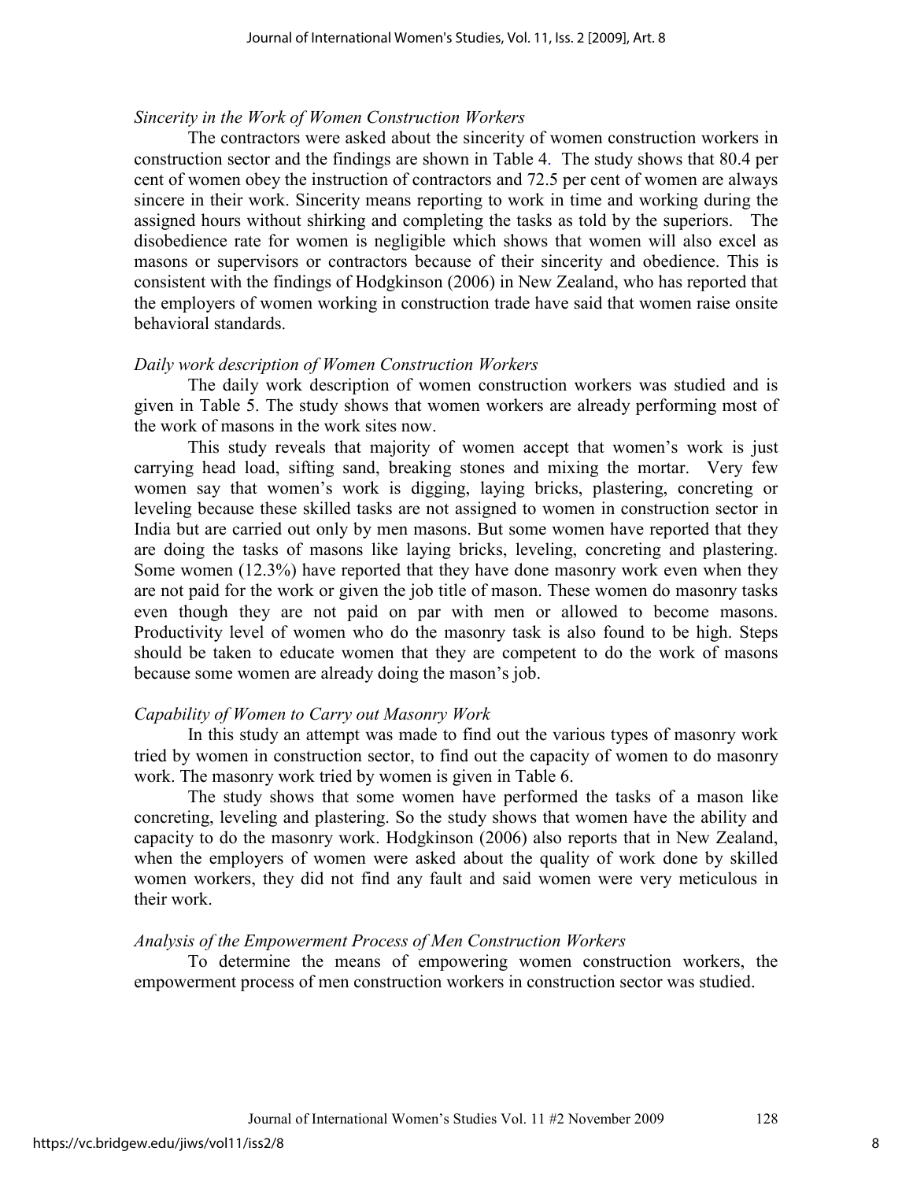### *Sincerity in the Work of Women Construction Workers*

The contractors were asked about the sincerity of women construction workers in construction sector and the findings are shown in Table 4. The study shows that 80.4 per cent of women obey the instruction of contractors and 72.5 per cent of women are always sincere in their work. Sincerity means reporting to work in time and working during the assigned hours without shirking and completing the tasks as told by the superiors. The disobedience rate for women is negligible which shows that women will also excel as masons or supervisors or contractors because of their sincerity and obedience. This is consistent with the findings of Hodgkinson (2006) in New Zealand, who has reported that the employers of women working in construction trade have said that women raise onsite behavioral standards.

### *Daily work description of Women Construction Workers*

The daily work description of women construction workers was studied and is given in Table 5. The study shows that women workers are already performing most of the work of masons in the work sites now.

This study reveals that majority of women accept that women's work is just carrying head load, sifting sand, breaking stones and mixing the mortar. Very few women say that women's work is digging, laying bricks, plastering, concreting or leveling because these skilled tasks are not assigned to women in construction sector in India but are carried out only by men masons. But some women have reported that they are doing the tasks of masons like laying bricks, leveling, concreting and plastering. Some women (12.3%) have reported that they have done masonry work even when they are not paid for the work or given the job title of mason. These women do masonry tasks even though they are not paid on par with men or allowed to become masons. Productivity level of women who do the masonry task is also found to be high. Steps should be taken to educate women that they are competent to do the work of masons because some women are already doing the mason's job.

### *Capability of Women to Carry out Masonry Work*

In this study an attempt was made to find out the various types of masonry work tried by women in construction sector, to find out the capacity of women to do masonry work. The masonry work tried by women is given in Table 6.

The study shows that some women have performed the tasks of a mason like concreting, leveling and plastering. So the study shows that women have the ability and capacity to do the masonry work. Hodgkinson (2006) also reports that in New Zealand, when the employers of women were asked about the quality of work done by skilled women workers, they did not find any fault and said women were very meticulous in their work.

### *Analysis of the Empowerment Process of Men Construction Workers*

To determine the means of empowering women construction workers, the empowerment process of men construction workers in construction sector was studied.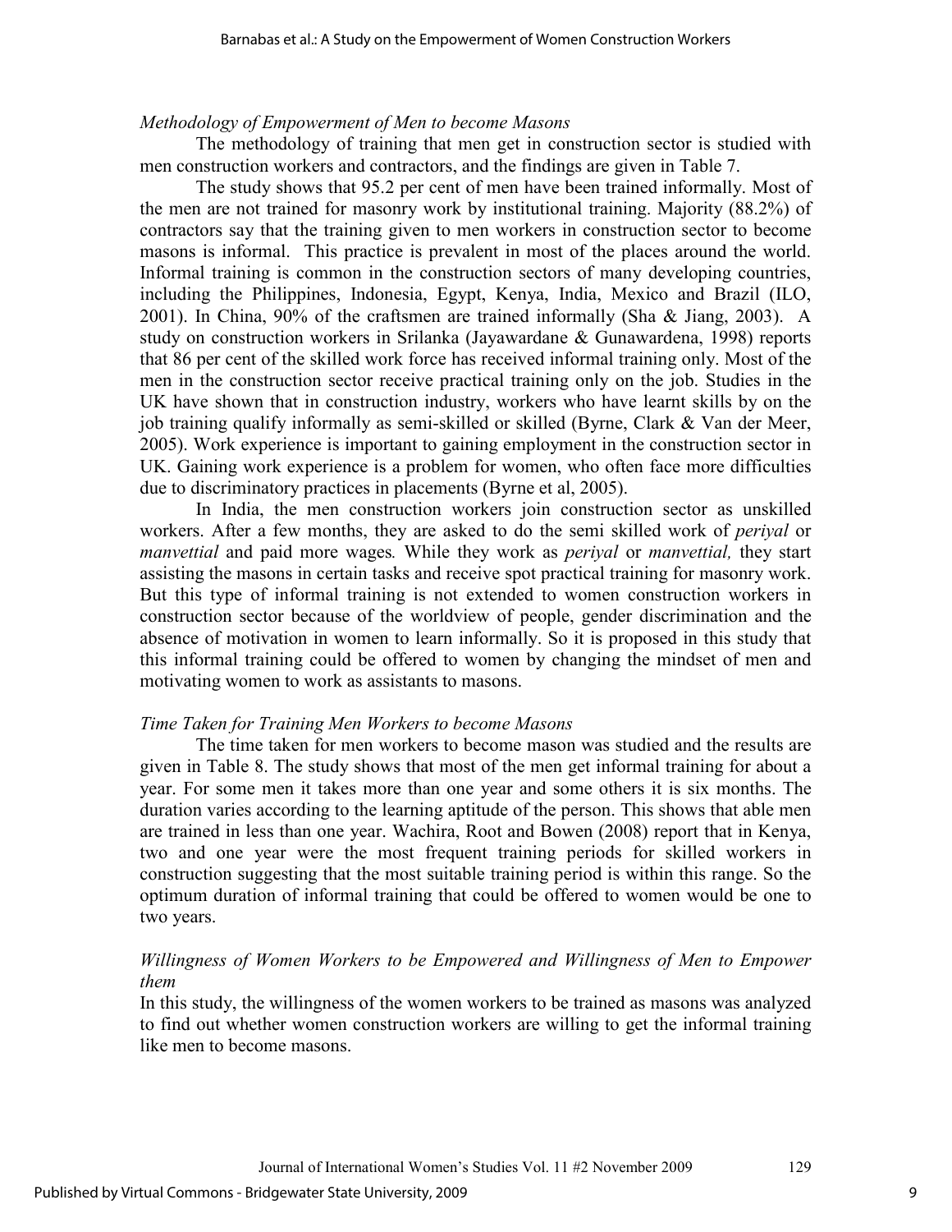*Methodology of Empowerment of Men to become Masons*

The methodology of training that men get in construction sector is studied with men construction workers and contractors, and the findings are given in Table 7.

The study shows that 95.2 per cent of men have been trained informally. Most of the men are not trained for masonry work by institutional training. Majority (88.2%) of contractors say that the training given to men workers in construction sector to become masons is informal. This practice is prevalent in most of the places around the world. Informal training is common in the construction sectors of many developing countries, including the Philippines, Indonesia, Egypt, Kenya, India, Mexico and Brazil (ILO, 2001). In China, 90% of the craftsmen are trained informally (Sha & Jiang, 2003). A study on construction workers in Srilanka (Jayawardane & Gunawardena, 1998) reports that 86 per cent of the skilled work force has received informal training only. Most of the men in the construction sector receive practical training only on the job. Studies in the UK have shown that in construction industry, workers who have learnt skills by on the job training qualify informally as semi-skilled or skilled (Byrne, Clark & Van der Meer, 2005). Work experience is important to gaining employment in the construction sector in UK. Gaining work experience is a problem for women, who often face more difficulties due to discriminatory practices in placements (Byrne et al, 2005).

In India, the men construction workers join construction sector as unskilled workers. After a few months, they are asked to do the semi skilled work of *periyal* or *manvettial* and paid more wages. While they work as *periyal* or *manvettial,* they start assisting the masons in certain tasks and receive spot practical training for masonry work. But this type of informal training is not extended to women construction workers in construction sector because of the worldview of people, gender discrimination and the absence of motivation in women to learn informally. So it is proposed in this study that this informal training could be offered to women by changing the mindset of men and motivating women to work as assistants to masons.

*Time Taken for Training Men Workers to become Masons*

The time taken for men workers to become mason was studied and the results are given in Table 8. The study shows that most of the men get informal training for about a year. For some men it takes more than one year and some others it is six months. The duration varies according to the learning aptitude of the person. This shows that able men are trained in less than one year. Wachira, Root and Bowen (2008) report that in Kenya, two and one year were the most frequent training periods for skilled workers in construction suggesting that the most suitable training period is within this range. So the optimum duration of informal training that could be offered to women would be one to two years.

*Willingness of Women Workers to be Empowered and Willingness of Men to Empower them*

In this study, the willingness of the women workers to be trained as masons was analyzed to find out whether women construction workers are willing to get the informal training like men to become masons.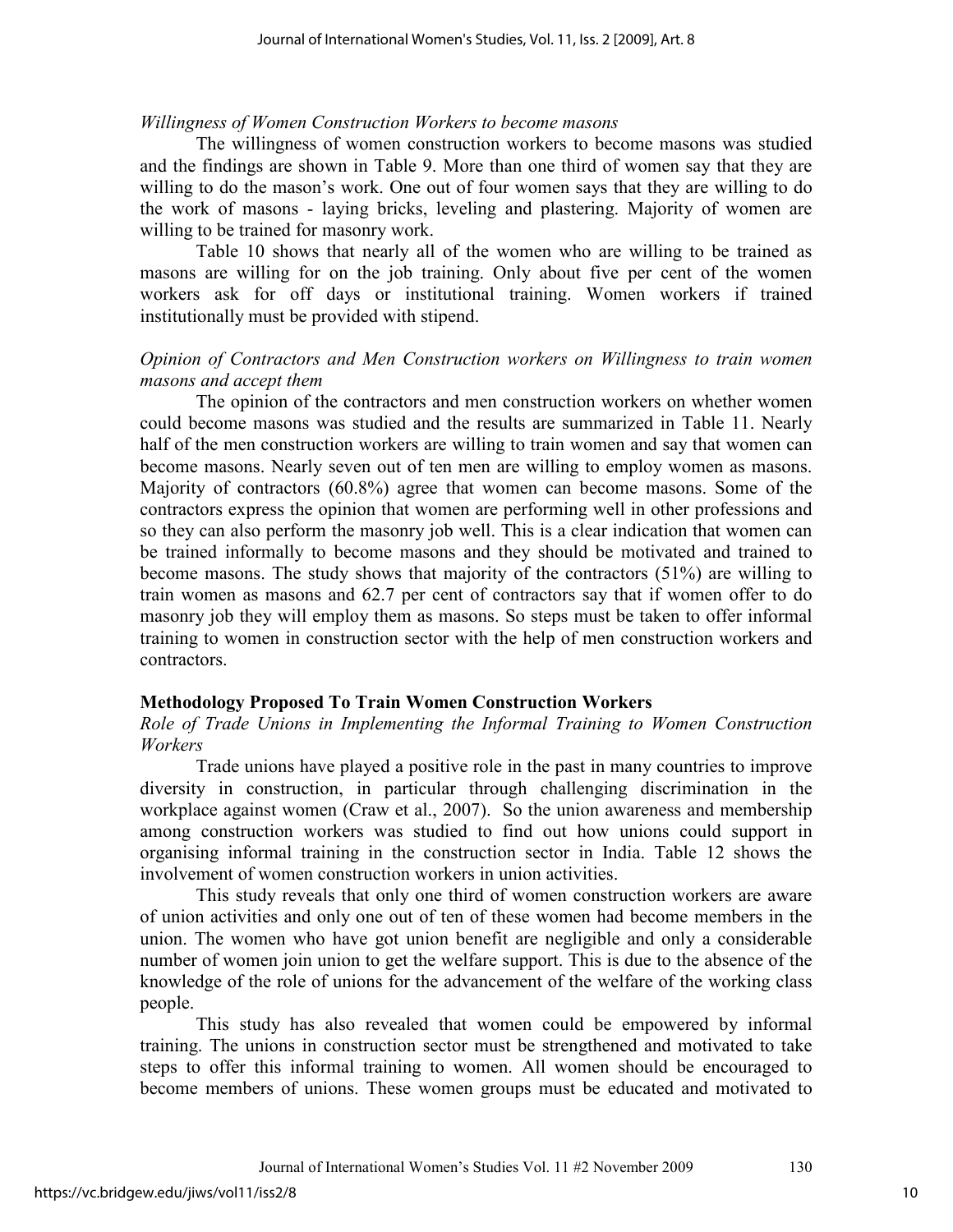*Willingness of Women Construction Workers to become masons*

The willingness of women construction workers to become masons was studied and the findings are shown in Table 9. More than one third of women say that they are willing to do the mason's work. One out of four women says that they are willing to do the work of masons - laying bricks, leveling and plastering. Majority of women are willing to be trained for masonry work.

Table 10 shows that nearly all of the women who are willing to be trained as masons are willing for on the job training. Only about five per cent of the women workers ask for off days or institutional training. Women workers if trained institutionally must be provided with stipend.

*Opinion of Contractors and Men Construction workers on Willingness to train women masons and accept them*

The opinion of the contractors and men construction workers on whether women could become masons was studied and the results are summarized in Table 11. Nearly half of the men construction workers are willing to train women and say that women can become masons. Nearly seven out of ten men are willing to employ women as masons. Majority of contractors (60.8%) agree that women can become masons. Some of the contractors express the opinion that women are performing well in other professions and so they can also perform the masonry job well. This is a clear indication that women can be trained informally to become masons and they should be motivated and trained to become masons. The study shows that majority of the contractors (51%) are willing to train women as masons and 62.7 per cent of contractors say that if women offer to do masonry job they will employ them as masons. So steps must be taken to offer informal training to women in construction sector with the help of men construction workers and contractors.

## Methodology Proposed To Train Women Construction Workers

*Role of Trade Unions in Implementing the Informal Training to Women Construction Workers*

Trade unions have played a positive role in the past in many countries to improve diversity in construction, in particular through challenging discrimination in the workplace against women (Craw et al., 2007). So the union awareness and membership among construction workers was studied to find out how unions could support in organising informal training in the construction sector in India. Table 12 shows the involvement of women construction workers in union activities.

This study reveals that only one third of women construction workers are aware of union activities and only one out of ten of these women had become members in the union. The women who have got union benefit are negligible and only a considerable number of women join union to get the welfare support. This is due to the absence of the knowledge of the role of unions for the advancement of the welfare of the working class people.

This study has also revealed that women could be empowered by informal training. The unions in construction sector must be strengthened and motivated to take steps to offer this informal training to women. All women should be encouraged to become members of unions. These women groups must be educated and motivated to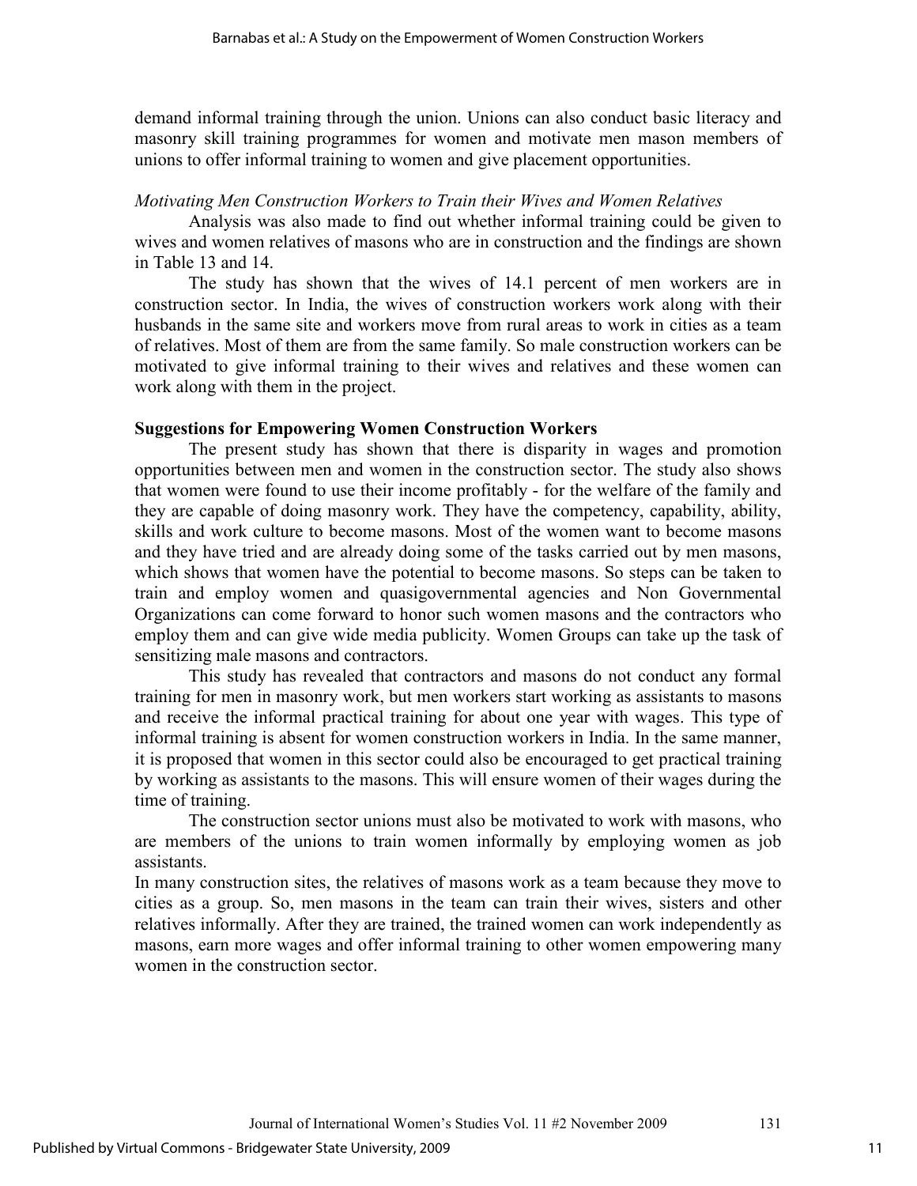demand informal training through the union. Unions can also conduct basic literacy and masonry skill training programmes for women and motivate men mason members of unions to offer informal training to women and give placement opportunities.

*Motivating Men Construction Workers to Train their Wives and Women Relatives*

Analysis was also made to find out whether informal training could be given to wives and women relatives of masons who are in construction and the findings are shown in Table 13 and 14.

The study has shown that the wives of 14.1 percent of men workers are in construction sector. In India, the wives of construction workers work along with their husbands in the same site and workers move from rural areas to work in cities as a team of relatives. Most of them are from the same family. So male construction workers can be motivated to give informal training to their wives and relatives and these women can work along with them in the project.

**Suggestions for Empowering Women Construction Workers**

The present study has shown that there is disparity in wages and promotion opportunities between men and women in the construction sector. The study also shows that women were found to use their income profitably - for the welfare of the family and they are capable of doing masonry work. They have the competency, capability, ability, skills and work culture to become masons. Most of the women want to become masons and they have tried and are already doing some of the tasks carried out by men masons, which shows that women have the potential to become masons. So steps can be taken to train and employ women and quasigovernmental agencies and Non Governmental Organizations can come forward to honor such women masons and the contractors who employ them and can give wide media publicity. Women Groups can take up the task of sensitizing male masons and contractors.

This study has revealed that contractors and masons do not conduct any formal training for men in masonry work, but men workers start working as assistants to masons and receive the informal practical training for about one year with wages. This type of informal training is absent for women construction workers in India. In the same manner, it is proposed that women in this sector could also be encouraged to get practical training by working as assistants to the masons. This will ensure women of their wages during the time of training.

The construction sector unions must also be motivated to work with masons, who are members of the unions to train women informally by employing women as job assistants.

In many construction sites, the relatives of masons work as a team because they move to cities as a group. So, men masons in the team can train their wives, sisters and other relatives informally. After they are trained, the trained women can work independently as masons, earn more wages and offer informal training to other women empowering many women in the construction sector.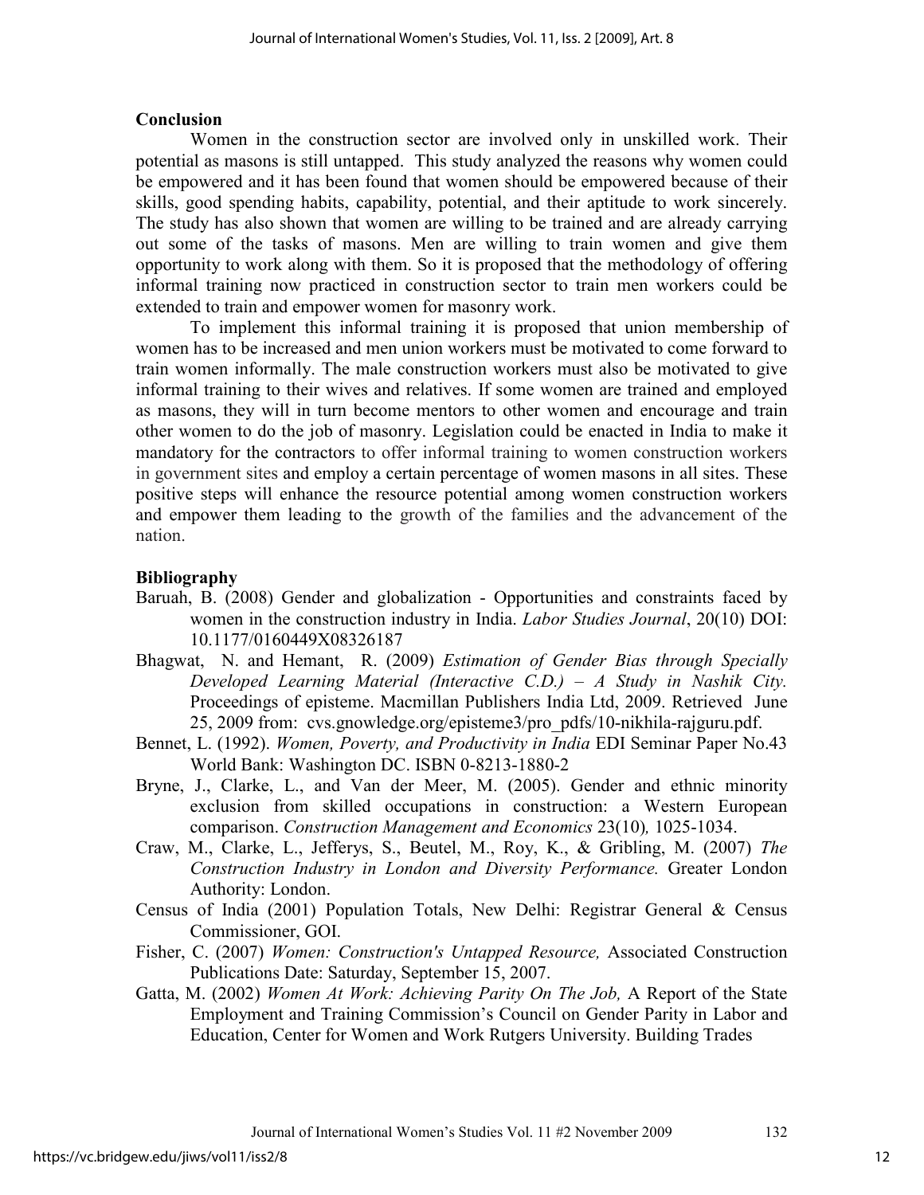## Conclusion

Women in the construction sector are involved only in unskilled work. Their potential as masons is still untapped. This study analyzed the reasons why women could be empowered and it has been found that women should be empowered because of their skills, good spending habits, capability, potential, and their aptitude to work sincerely. The study has also shown that women are willing to be trained and are already carrying out some of the tasks of masons. Men are willing to train women and give them opportunity to work along with them. So it is proposed that the methodology of offering informal training now practiced in construction sector to train men workers could be extended to train and empower women for masonry work.

To implement this informal training it is proposed that union membership of women has to be increased and men union workers must be motivated to come forward to train women informally. The male construction workers must also be motivated to give informal training to their wives and relatives. If some women are trained and employed as masons, they will in turn become mentors to other women and encourage and train other women to do the job of masonry. Legislation could be enacted in India to make it mandatory for the contractors to offer informal training to women construction workers in government sites and employ a certain percentage of women masons in all sites. These positive steps will enhance the resource potential among women construction workers and empower them leading to the growth of the families and the advancement of the nation.

## Bibliography

Baruah, B. (2008) Gender and globalization - Opportunities and constraints faced by women in the construction industry in India. *Labor Studies Journal*, 20(10) DOI: 10.1177/0160449X08326187

Bhagwat, N. and Hemant, R. (2009) *Estimation of Gender Bias through Specially Developed Learning Material (Interactive C.D.) – A Study in Nashik City.* Proceedings of episteme. Macmillan Publishers India Ltd, 2009. Retrieved June 25, 2009 from: cvs.gnowledge.org/episteme3/pro_pdfs/10-nikhila-rajguru.pdf.

Bennet, L. (1992). *Women, Poverty, and Productivity in India* EDI Seminar Paper No.43 World Bank: Washington DC. ISBN 0-8213-1880-2

Bryne, J., Clarke, L., and Van der Meer, M. (2005). Gender and ethnic minority exclusion from skilled occupations in construction: a Western European comparison. *Construction Management and Economics* 23(10)*,* 1025-1034.

Craw, M., Clarke, L., Jefferys, S., Beutel, M., Roy, K., & Gribling, M. (2007) *The Construction Industry in London and Diversity Performance.* Greater London Authority: London.

Census of India (2001) Population Totals, New Delhi: Registrar General & Census Commissioner, GOI.

Fisher, C. (2007) *Women: Construction's Untapped Resource,* Associated Construction Publications Date: Saturday, September 15, 2007.

Gatta, M. (2002) *Women At Work: Achieving Parity On The Job,* A Report of the State Employment and Training Commission's Council on Gender Parity in Labor and Education, Center for Women and Work Rutgers University. Building Trades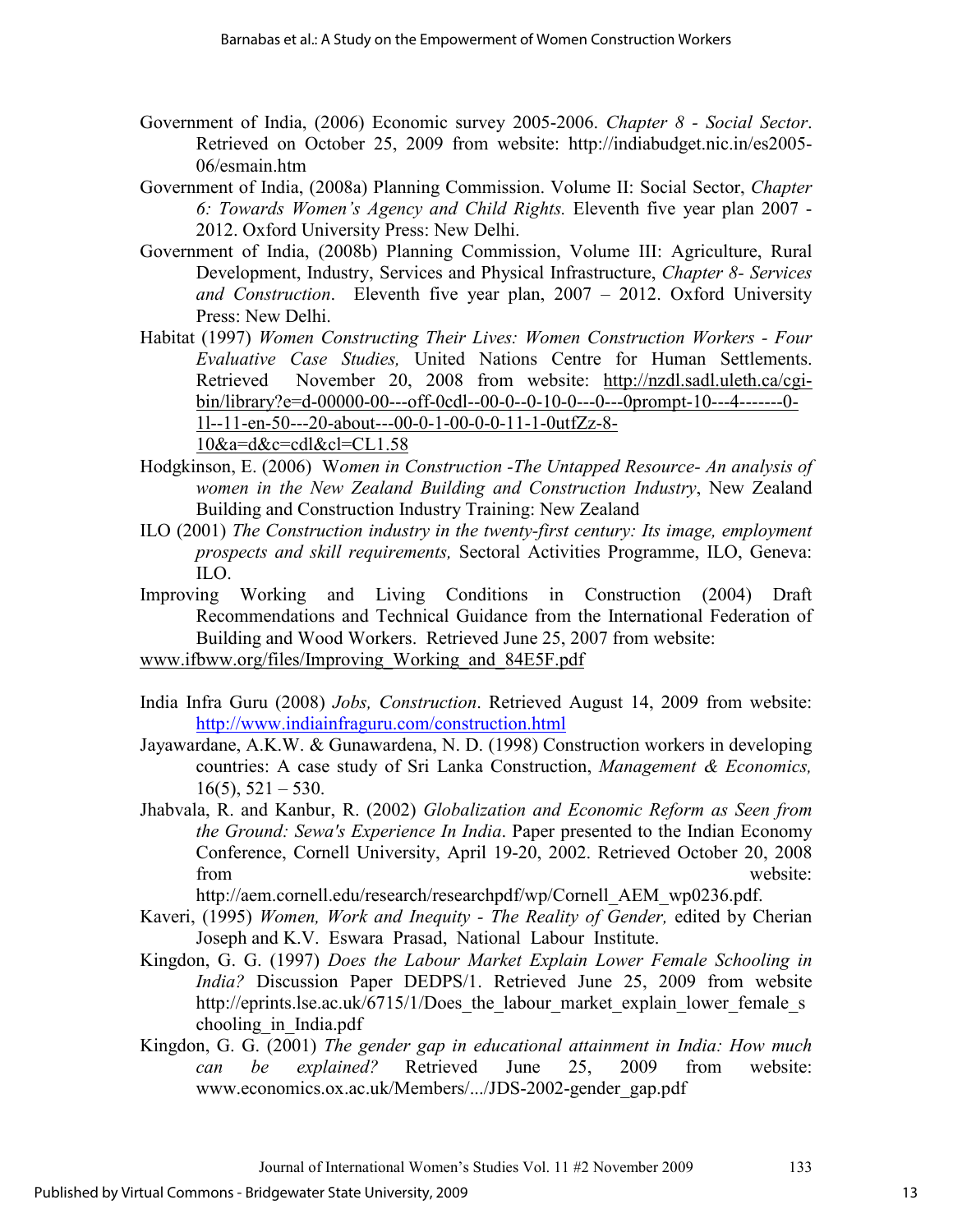Government of India, (2006) Economic survey 2005-2006. *Chapter 8 - Social Sector*. Retrieved on October 25, 2009 from website: http://indiabudget.nic.in/es2005-06/esmain.htm

Government of India, (2008a) Planning Commission. Volume II: Social Sector, *Chapter 6: Towards Women's Agency and Child Rights.* Eleventh five year plan 2007 - 2012. Oxford University Press: New Delhi.

Government of India, (2008b) Planning Commission, Volume III: Agriculture, Rural Development, Industry, Services and Physical Infrastructure, *Chapter 8- Services and Construction*. Eleventh five year plan, 2007 – 2012. Oxford University Press: New Delhi.

Habitat (1997) *Women Constructing Their Lives: Women Construction Workers - Four Evaluative Case Studies,* United Nations Centre for Human Settlements. Retrieved November 20, 2008 from website: http://nzdl.sadl.uleth.ca/cgi-bin/library?e=d-00000-00---off-0cdl--00-0--0-10-0---0---0prompt-10---4-------0-1l--11-en-50---20-about---00-0-1-00-0-0-11-1-0utfZz-8-10&a=d&c=cdl&cl=CL1.58

Hodgkinson, E. (2006) *Women in Construction -The Untapped Resource- An analysis of women in the New Zealand Building and Construction Industry*, New Zealand Building and Construction Industry Training: New Zealand

ILO (2001) *The Construction industry in the twenty-first century: Its image, employment prospects and skill requirements,* Sectoral Activities Programme, ILO, Geneva: ILO.

Improving Working and Living Conditions in Construction (2004) Draft Recommendations and Technical Guidance from the International Federation of Building and Wood Workers. Retrieved June 25, 2007 from website: www.ifbww.org/files/Improving_Working_and_84E5F.pdf

India Infra Guru (2008) *Jobs, Construction*. Retrieved August 14, 2009 from website: http://www.indiainfraguru.com/construction.html

Jayawardane, A.K.W. & Gunawardena, N. D. (1998) Construction workers in developing countries: A case study of Sri Lanka Construction, *Management & Economics,* 16(5), 521 – 530.

Jhabvala, R. and Kanbur, R. (2002) *Globalization and Economic Reform as Seen from the Ground: Sewa's Experience In India*. Paper presented to the Indian Economy Conference, Cornell University, April 19-20, 2002. Retrieved October 20, 2008 from website: http://aem.cornell.edu/research/researchpdf/wp/Cornell_AEM_wp0236.pdf.

Kaveri, (1995) *Women, Work and Inequity - The Reality of Gender,* edited by Cherian Joseph and K.V. Eswara Prasad, National Labour Institute.

Kingdon, G. G. (1997) *Does the Labour Market Explain Lower Female Schooling in India?* Discussion Paper DEDPS/1. Retrieved June 25, 2009 from website http://eprints.lse.ac.uk/6715/1/Does_the_labour_market_explain_lower_female_schooling_in_India.pdf

Kingdon, G. G. (2001) *The gender gap in educational attainment in India: How much can be explained?* Retrieved June 25, 2009 from website: www.economics.ox.ac.uk/Members/.../JDS-2002-gender_gap.pdf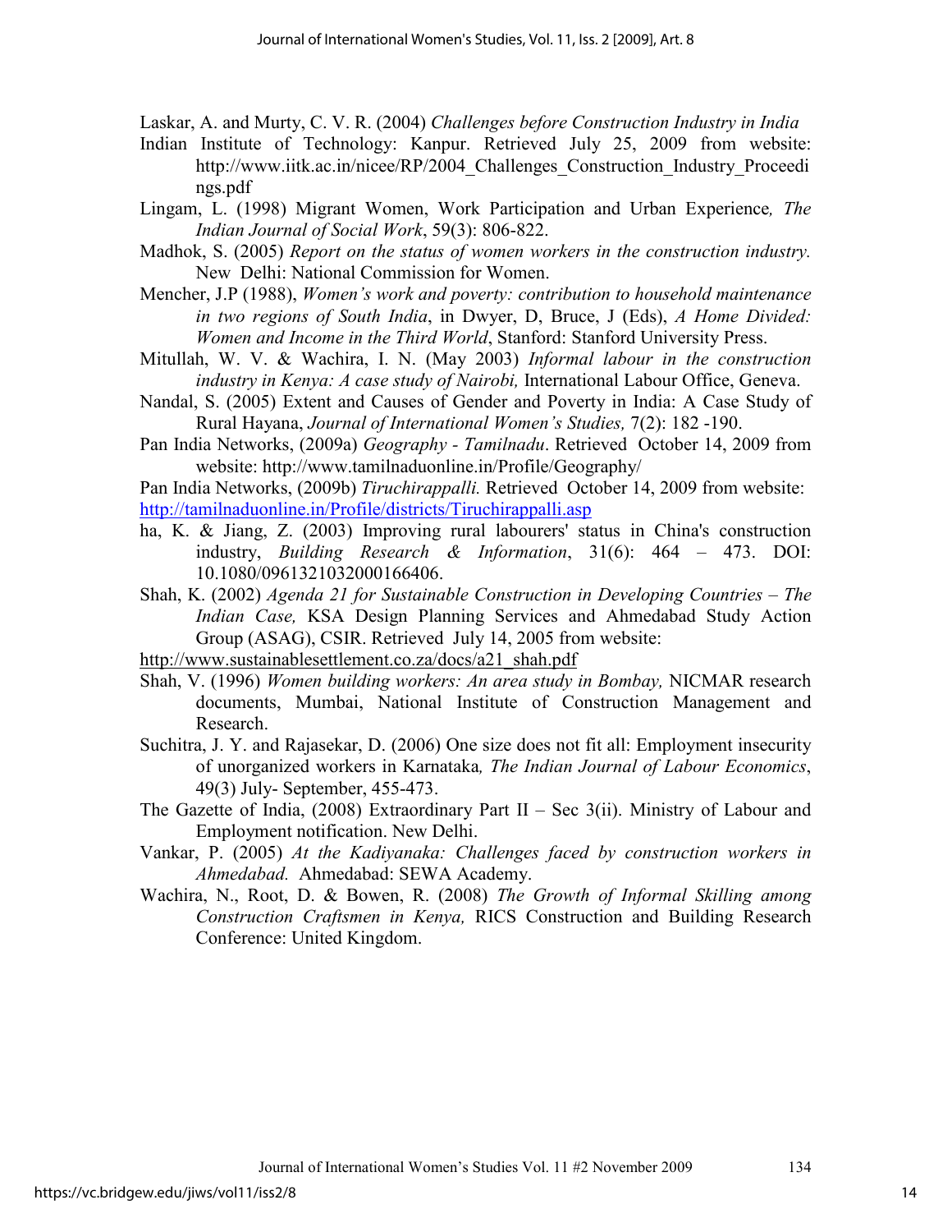Laskar, A. and Murty, C. V. R. (2004) *Challenges before Construction Industry in India* Indian Institute of Technology: Kanpur. Retrieved July 25, 2009 from website: http://www.iitk.ac.in/nicee/RP/2004_Challenges_Construction_Industry_Proceedings.pdf

Lingam, L. (1998) Migrant Women, Work Participation and Urban Experience*, The Indian Journal of Social Work*, 59(3): 806-822.

Madhok, S. (2005) *Report on the status of women workers in the construction industry.* New Delhi: National Commission for Women.

Mencher, J.P (1988), *Women's work and poverty: contribution to household maintenance in two regions of South India*, in Dwyer, D, Bruce, J (Eds), *A Home Divided: Women and Income in the Third World*, Stanford: Stanford University Press.

Mitullah, W. V. & Wachira, I. N. (May 2003) *Informal labour in the construction industry in Kenya: A case study of Nairobi,* International Labour Office, Geneva.

Nandal, S. (2005) Extent and Causes of Gender and Poverty in India: A Case Study of Rural Hayana, *Journal of International Women's Studies,* 7(2): 182 -190.

Pan India Networks, (2009a) *Geography - Tamilnadu*. Retrieved October 14, 2009 from website: http://www.tamilnaduonline.in/Profile/Geography/

Pan India Networks, (2009b) *Tiruchirappalli.* Retrieved October 14, 2009 from website: http://tamilnaduonline.in/Profile/districts/Tiruchirappalli.asp

ha, K. & Jiang, Z. (2003) Improving rural labourers' status in China's construction industry, *Building Research & Information*, 31(6): 464 – 473. DOI: 10.1080/0961321032000166406.

Shah, K. (2002) *Agenda 21 for Sustainable Construction in Developing Countries – The Indian Case,* KSA Design Planning Services and Ahmedabad Study Action Group (ASAG), CSIR. Retrieved July 14, 2005 from website: http://www.sustainablesettlement.co.za/docs/a21_shah.pdf

Shah, V. (1996) *Women building workers: An area study in Bombay,* NICMAR research documents, Mumbai, National Institute of Construction Management and Research.

Suchitra, J. Y. and Rajasekar, D. (2006) One size does not fit all: Employment insecurity of unorganized workers in Karnataka*, The Indian Journal of Labour Economics*, 49(3) July- September, 455-473.

The Gazette of India, (2008) Extraordinary Part II – Sec 3(ii). Ministry of Labour and Employment notification. New Delhi.

Vankar, P. (2005) *At the Kadiyanaka: Challenges faced by construction workers in Ahmedabad.* Ahmedabad: SEWA Academy.

Wachira, N., Root, D. & Bowen, R. (2008) *The Growth of Informal Skilling among Construction Craftsmen in Kenya,* RICS Construction and Building Research Conference: United Kingdom.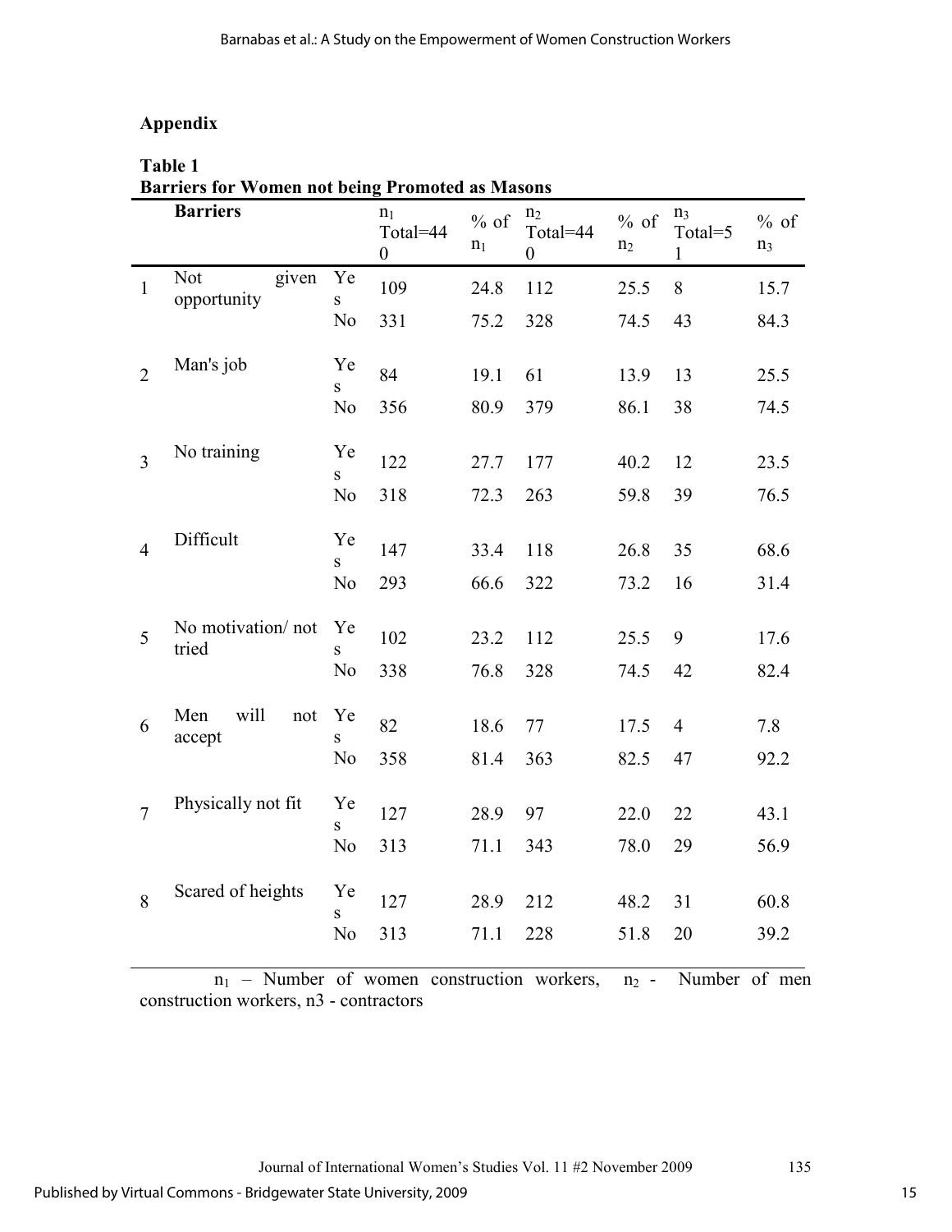## Appendix

**Table 1**
**Barriers for Women not being Promoted as Masons**

| | Barriers | | $n_1$ Total=440 | % of $n_1$ | $n_2$ Total=440 | % of $n_2$ | $n_3$ Total=51 | % of $n_3$ |
|---|---|---|---|---|---|---|---|---|
| 1 | Not given opportunity | Yes | 109 | 24.8 | 112 | 25.5 | 8 | 15.7 |
| | | No | 331 | 75.2 | 328 | 74.5 | 43 | 84.3 |
| 2 | Man's job | Yes | 84 | 19.1 | 61 | 13.9 | 13 | 25.5 |
| | | No | 356 | 80.9 | 379 | 86.1 | 38 | 74.5 |
| 3 | No training | Yes | 122 | 27.7 | 177 | 40.2 | 12 | 23.5 |
| | | No | 318 | 72.3 | 263 | 59.8 | 39 | 76.5 |
| 4 | Difficult | Yes | 147 | 33.4 | 118 | 26.8 | 35 | 68.6 |
| | | No | 293 | 66.6 | 322 | 73.2 | 16 | 31.4 |
| 5 | No motivation/ not tried | Yes | 102 | 23.2 | 112 | 25.5 | 9 | 17.6 |
| | | No | 338 | 76.8 | 328 | 74.5 | 42 | 82.4 |
| 6 | Men will not accept | Yes | 82 | 18.6 | 77 | 17.5 | 4 | 7.8 |
| | | No | 358 | 81.4 | 363 | 82.5 | 47 | 92.2 |
| 7 | Physically not fit | Yes | 127 | 28.9 | 97 | 22.0 | 22 | 43.1 |
| | | No | 313 | 71.1 | 343 | 78.0 | 29 | 56.9 |
| 8 | Scared of heights | Yes | 127 | 28.9 | 212 | 48.2 | 31 | 60.8 |
| | | No | 313 | 71.1 | 228 | 51.8 | 20 | 39.2 |

$n_1$ – Number of women construction workers, $n_2$ - Number of men construction workers, n3 - contractors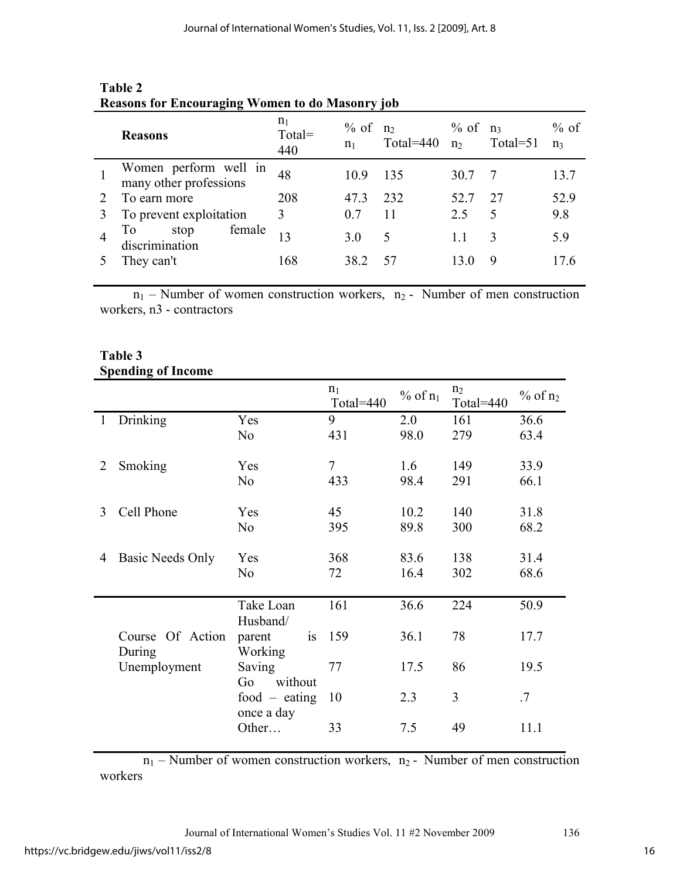**Table 2**
**Reasons for Encouraging Women to do Masonry job**

| | Reasons | $n_1$ Total= 440 | % of $n_1$ | $n_2$ Total=440 | % of $n_2$ | $n_3$ Total=51 | % of $n_3$ |
|---|---|---|---|---|---|---|---|
| 1 | Women perform well in many other professions | 48 | 10.9 | 135 | 30.7 | 7 | 13.7 |
| 2 | To earn more | 208 | 47.3 | 232 | 52.7 | 27 | 52.9 |
| 3 | To prevent exploitation | 3 | 0.7 | 11 | 2.5 | 5 | 9.8 |
| 4 | To stop female discrimination | 13 | 3.0 | 5 | 1.1 | 3 | 5.9 |
| 5 | They can't | 168 | 38.2 | 57 | 13.0 | 9 | 17.6 |

$n_1$ – Number of women construction workers, $n_2$ - Number of men construction workers, n3 - contractors

**Table 3**
**Spending of Income**

| | | | $n_1$ Total=440 | % of $n_1$ | $n_2$ Total=440 | % of $n_2$ |
|---|---|---|---|---|---|---|
| 1 | Drinking | Yes | 9 | 2.0 | 161 | 36.6 |
| | | No | 431 | 98.0 | 279 | 63.4 |
| 2 | Smoking | Yes | 7 | 1.6 | 149 | 33.9 |
| | | No | 433 | 98.4 | 291 | 66.1 |
| 3 | Cell Phone | Yes | 45 | 10.2 | 140 | 31.8 |
| | | No | 395 | 89.8 | 300 | 68.2 |
| 4 | Basic Needs Only | Yes | 368 | 83.6 | 138 | 31.4 |
| | | No | 72 | 16.4 | 302 | 68.6 |
| | Course Of Action During Unemployment | Take Loan | 161 | 36.6 | 224 | 50.9 |
| | | Husband/ parent is Working | 159 | 36.1 | 78 | 17.7 |
| | | Saving | 77 | 17.5 | 86 | 19.5 |
| | | Go without food – eating once a day | 10 | 2.3 | 3 | .7 |
| | | Other… | 33 | 7.5 | 49 | 11.1 |

$n_1$ – Number of women construction workers, $n_2$ - Number of men construction workers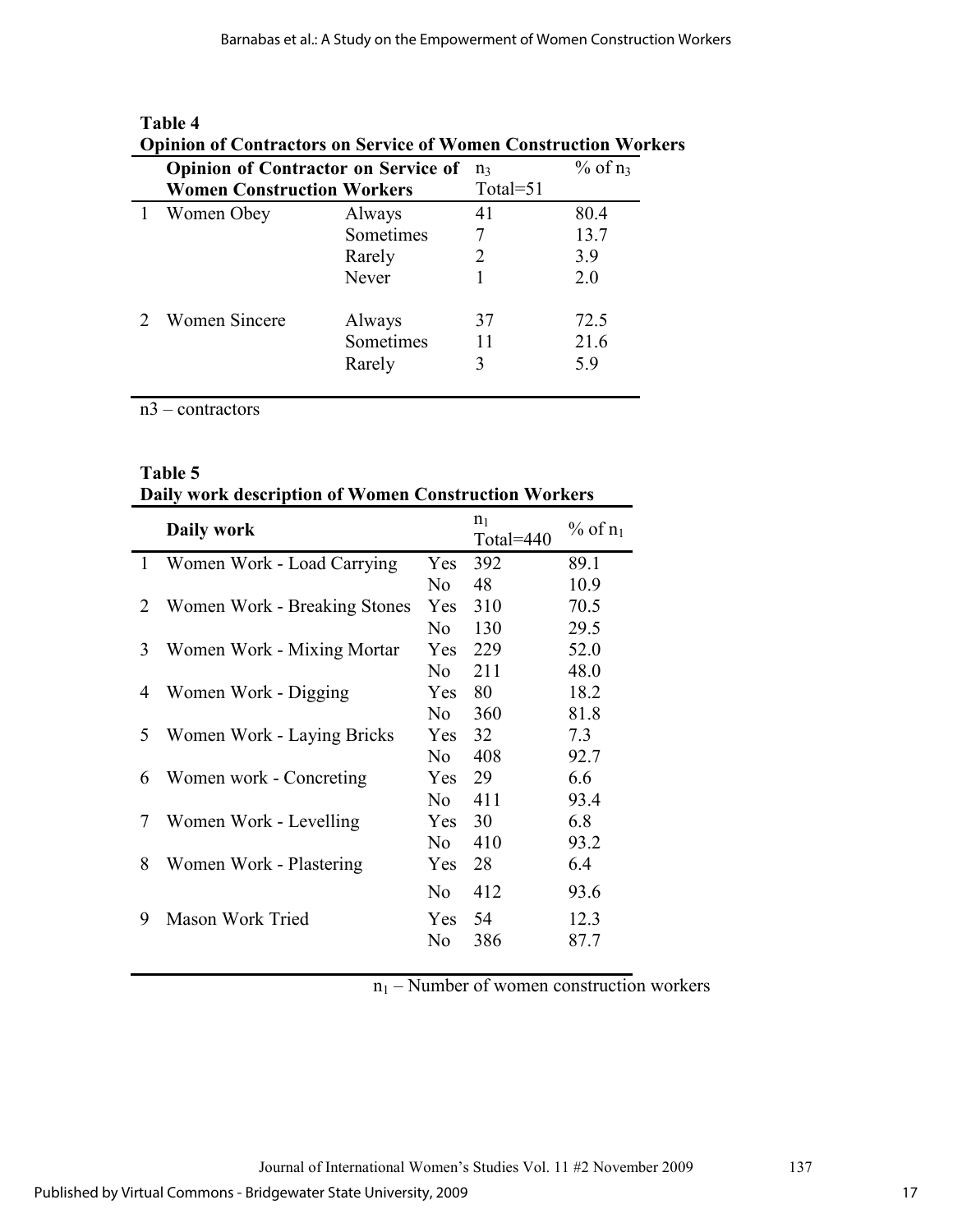**Table 4**
**Opinion of Contractors on Service of Women Construction Workers**

| | Opinion of Contractor on Service of Women Construction Workers | | $n_3$ Total=51 | % of $n_3$ |
|---|---|---|---|---|
| 1 | Women Obey | Always | 41 | 80.4 |
| | | Sometimes | 7 | 13.7 |
| | | Rarely | 2 | 3.9 |
| | | Never | 1 | 2.0 |
| 2 | Women Sincere | Always | 37 | 72.5 |
| | | Sometimes | 11 | 21.6 |
| | | Rarely | 3 | 5.9 |

n3 – contractors

**Table 5**
**Daily work description of Women Construction Workers**

| | Daily work | | $n_1$ Total=440 | % of $n_1$ |
|---|---|---|---|---|
| 1 | Women Work - Load Carrying | Yes | 392 | 89.1 |
| | | No | 48 | 10.9 |
| 2 | Women Work - Breaking Stones | Yes | 310 | 70.5 |
| | | No | 130 | 29.5 |
| 3 | Women Work - Mixing Mortar | Yes | 229 | 52.0 |
| | | No | 211 | 48.0 |
| 4 | Women Work - Digging | Yes | 80 | 18.2 |
| | | No | 360 | 81.8 |
| 5 | Women Work - Laying Bricks | Yes | 32 | 7.3 |
| | | No | 408 | 92.7 |
| 6 | Women work - Concreting | Yes | 29 | 6.6 |
| | | No | 411 | 93.4 |
| 7 | Women Work - Levelling | Yes | 30 | 6.8 |
| | | No | 410 | 93.2 |
| 8 | Women Work - Plastering | Yes | 28 | 6.4 |
| | | No | 412 | 93.6 |
| 9 | Mason Work Tried | Yes | 54 | 12.3 |
| | | No | 386 | 87.7 |

$n_1$ – Number of women construction workers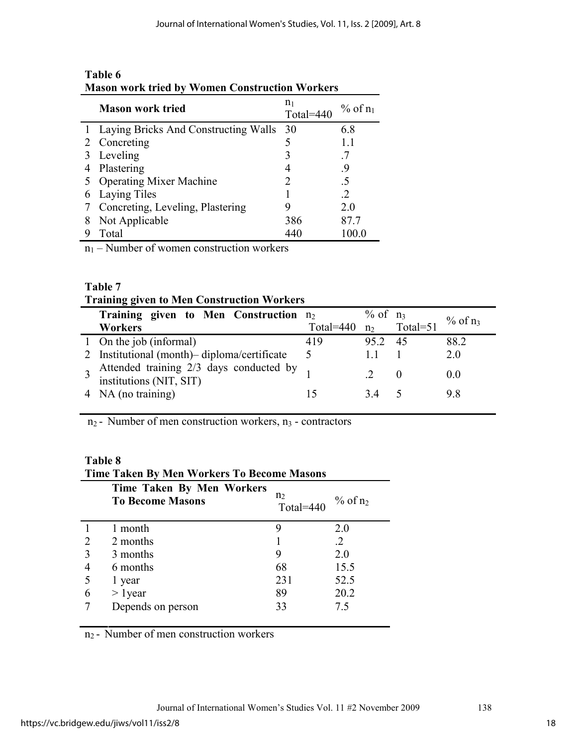**Table 6**
**Mason work tried by Women Construction Workers**

| | Mason work tried | $n_1$ Total=440 | % of $n_1$ |
|---|---|---|---|
| 1 | Laying Bricks And Constructing Walls | 30 | 6.8 |
| 2 | Concreting | 5 | 1.1 |
| 3 | Leveling | 3 | .7 |
| 4 | Plastering | 4 | .9 |
| 5 | Operating Mixer Machine | 2 | .5 |
| 6 | Laying Tiles | 1 | .2 |
| 7 | Concreting, Leveling, Plastering | 9 | 2.0 |
| 8 | Not Applicable | 386 | 87.7 |
| 9 | Total | 440 | 100.0 |

$n_1$ – Number of women construction workers

**Table 7**
**Training given to Men Construction Workers**

| | Training given to Men Construction Workers | $n_2$ Total=440 | % of $n_2$ | $n_3$ Total=51 | % of $n_3$ |
|---|---|---|---|---|---|
| 1 | On the job (informal) | 419 | 95.2 | 45 | 88.2 |
| 2 | Institutional (month)– diploma/certificate | 5 | 1.1 | 1 | 2.0 |
| 3 | Attended training 2/3 days conducted by institutions (NIT, SIT) | 1 | .2 | 0 | 0.0 |
| 4 | NA (no training) | 15 | 3.4 | 5 | 9.8 |

$n_2$ - Number of men construction workers, $n_3$ - contractors

**Table 8**
**Time Taken By Men Workers To Become Masons**

| | Time Taken By Men Workers To Become Masons | $n_2$ Total=440 | % of $n_2$ |
|---|---|---|---|
| 1 | 1 month | 9 | 2.0 |
| 2 | 2 months | 1 | .2 |
| 3 | 3 months | 9 | 2.0 |
| 4 | 6 months | 68 | 15.5 |
| 5 | 1 year | 231 | 52.5 |
| 6 | > 1year | 89 | 20.2 |
| 7 | Depends on person | 33 | 7.5 |

$n_2$ - Number of men construction workers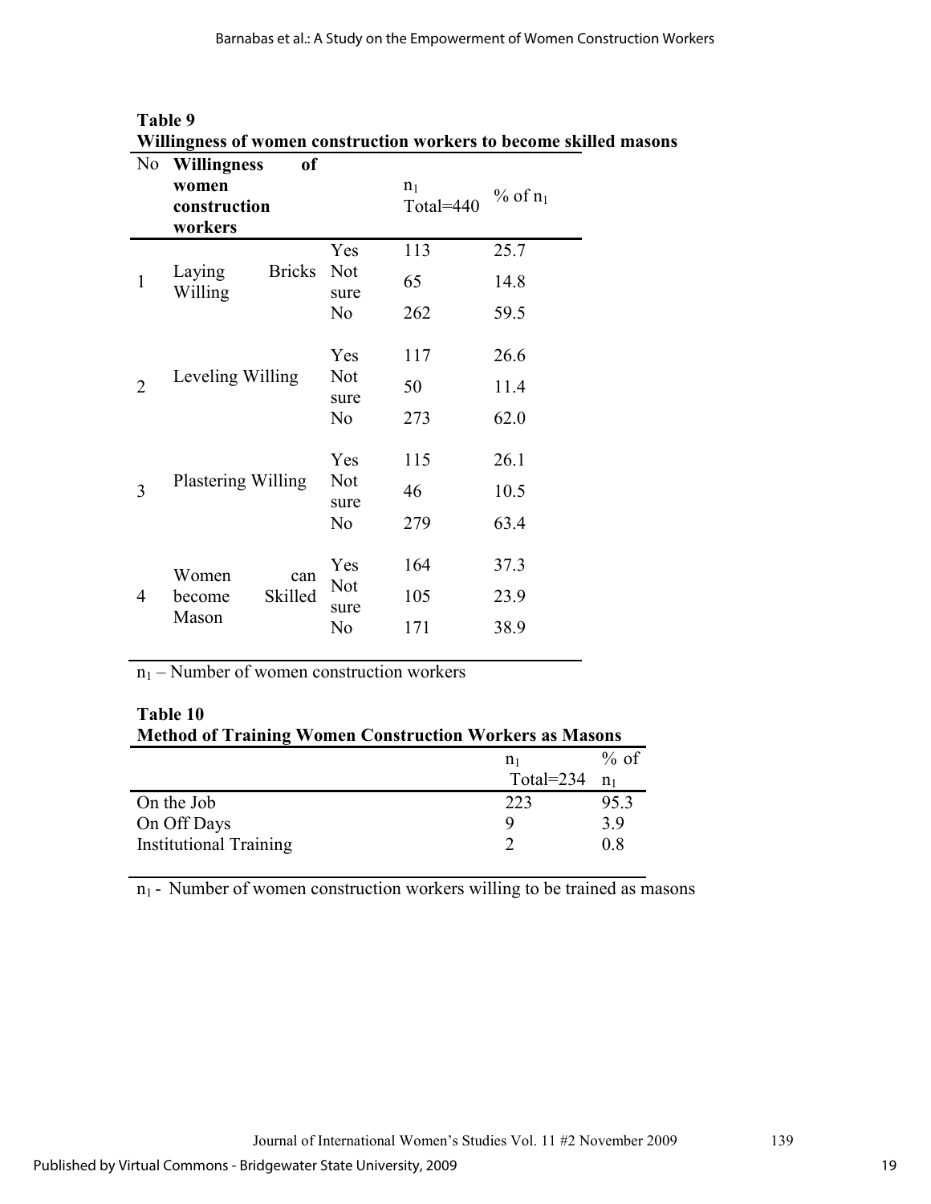**Table 9**
**Willingness of women construction workers to become skilled masons**

| No | Willingness of women construction workers | | $n_1$ Total=440 | % of $n_1$ |
|---|---|---|---|---|
| 1 | Laying Bricks Willing | Yes | 113 | 25.7 |
| | | Not sure | 65 | 14.8 |
| | | No | 262 | 59.5 |
| 2 | Leveling Willing | Yes | 117 | 26.6 |
| | | Not sure | 50 | 11.4 |
| | | No | 273 | 62.0 |
| 3 | Plastering Willing | Yes | 115 | 26.1 |
| | | Not sure | 46 | 10.5 |
| | | No | 279 | 63.4 |
| 4 | Women can become Skilled Mason | Yes | 164 | 37.3 |
| | | Not sure | 105 | 23.9 |
| | | No | 171 | 38.9 |

$n_1$ – Number of women construction workers

**Table 10**
**Method of Training Women Construction Workers as Masons**

| | $n_1$ Total=234 | % of $n_1$ |
|---|---|---|
| On the Job | 223 | 95.3 |
| On Off Days | 9 | 3.9 |
| Institutional Training | 2 | 0.8 |

$n_1$ - Number of women construction workers willing to be trained as masons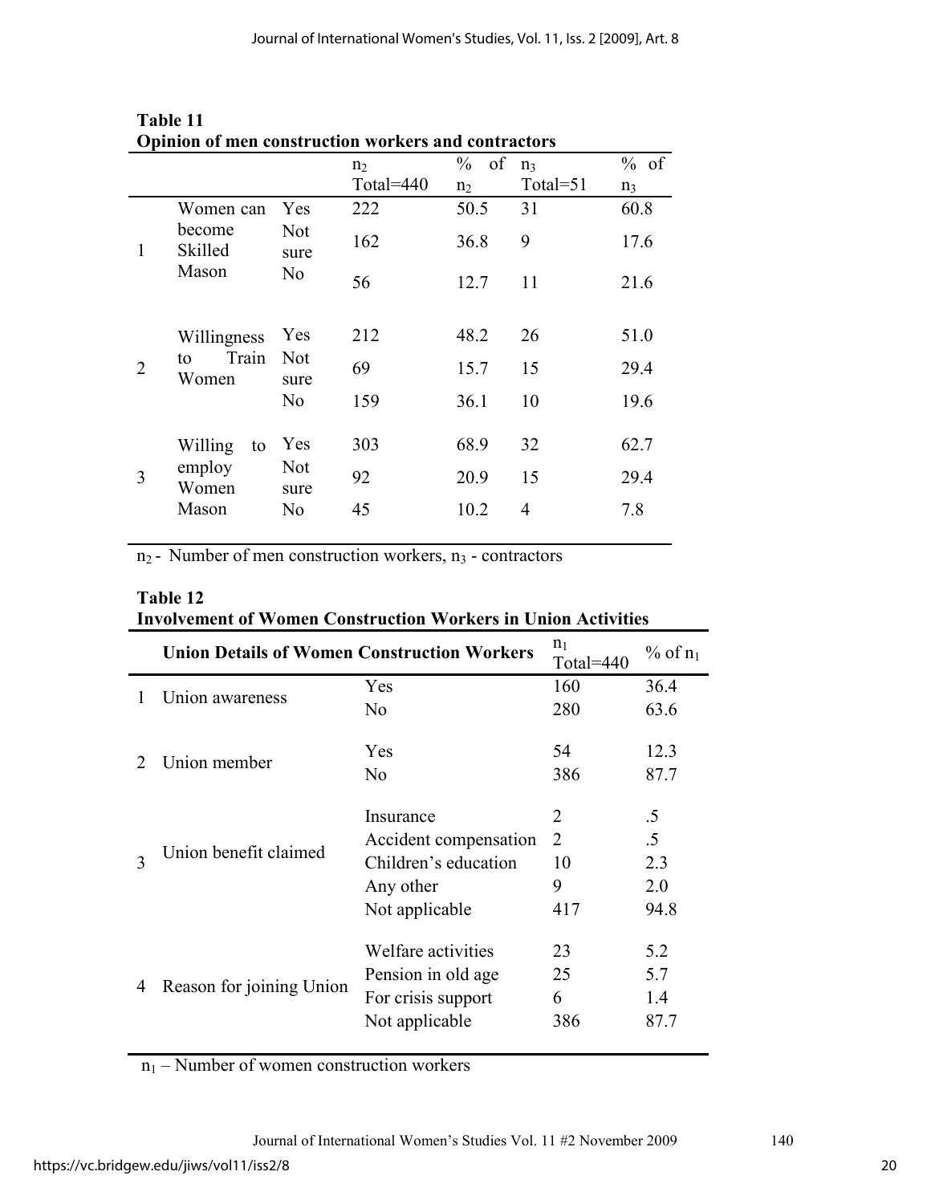**Table 11**
**Opinion of men construction workers and contractors**

| | | | $n_2$ Total=440 | % of $n_2$ | $n_3$ Total=51 | % of $n_3$ |
|---|---|---|---|---|---|---|
| 1 | Women can become Skilled Mason | Yes | 222 | 50.5 | 31 | 60.8 |
| | | Not sure | 162 | 36.8 | 9 | 17.6 |
| | | No | 56 | 12.7 | 11 | 21.6 |
| 2 | Willingness to Train Women | Yes | 212 | 48.2 | 26 | 51.0 |
| | | Not sure | 69 | 15.7 | 15 | 29.4 |
| | | No | 159 | 36.1 | 10 | 19.6 |
| 3 | Willing to employ Women Mason | Yes | 303 | 68.9 | 32 | 62.7 |
| | | Not sure | 92 | 20.9 | 15 | 29.4 |
| | | No | 45 | 10.2 | 4 | 7.8 |

$n_2$ - Number of men construction workers, $n_3$ - contractors

**Table 12**
**Involvement of Women Construction Workers in Union Activities**

| | Union Details of Women Construction Workers | | $n_1$ Total=440 | % of $n_1$ |
|---|---|---|---|---|
| 1 | Union awareness | Yes | 160 | 36.4 |
| | | No | 280 | 63.6 |
| 2 | Union member | Yes | 54 | 12.3 |
| | | No | 386 | 87.7 |
| 3 | Union benefit claimed | Insurance | 2 | .5 |
| | | Accident compensation | 2 | .5 |
| | | Children's education | 10 | 2.3 |
| | | Any other | 9 | 2.0 |
| | | Not applicable | 417 | 94.8 |
| 4 | Reason for joining Union | Welfare activities | 23 | 5.2 |
| | | Pension in old age | 25 | 5.7 |
| | | For crisis support | 6 | 1.4 |
| | | Not applicable | 386 | 87.7 |

$n_1$ – Number of women construction workers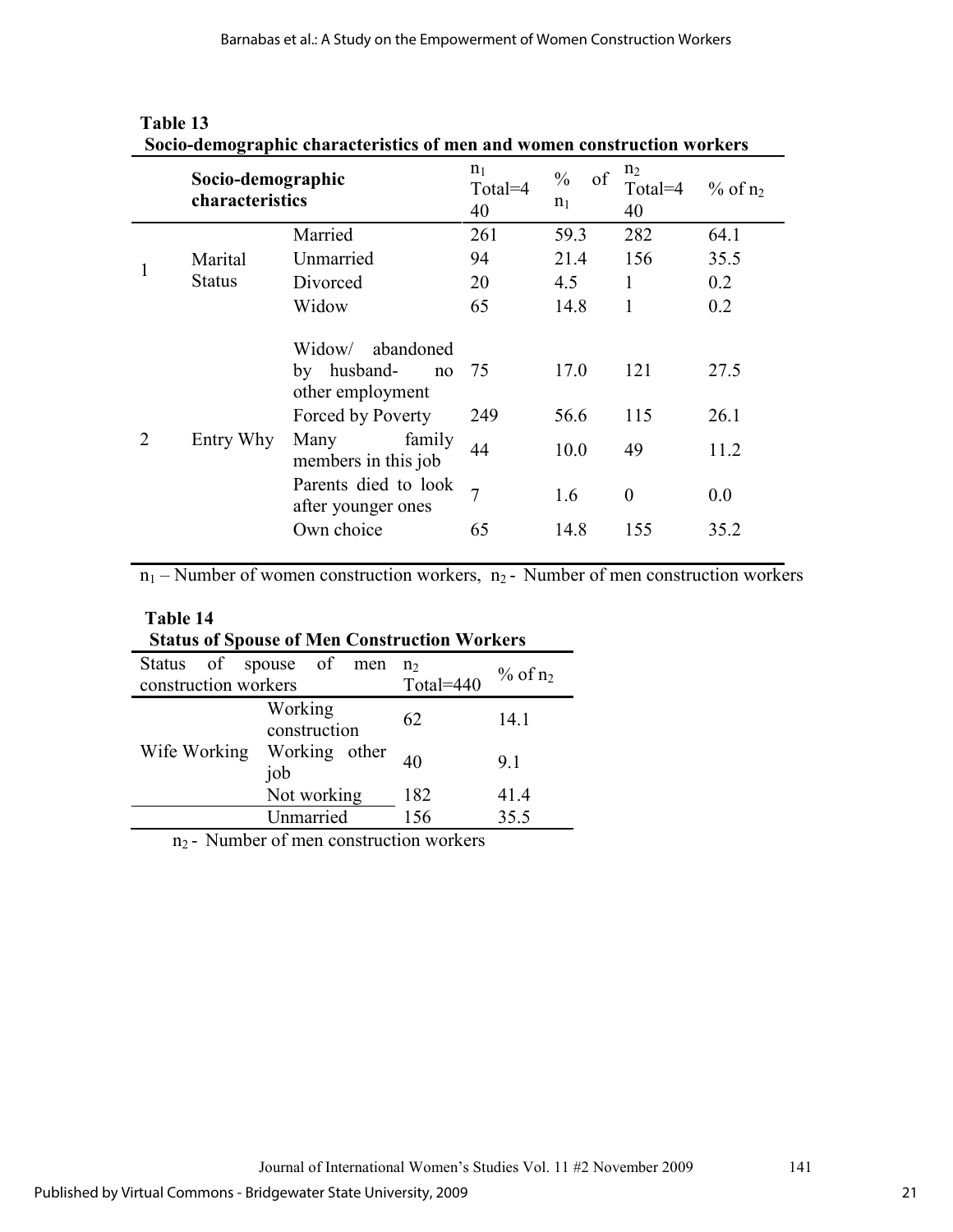**Table 13**

**Socio-demographic characteristics of men and women construction workers**

| | Socio-demographic characteristics | | $n_1$ Total=440 | % of $n_1$ | $n_2$ Total=440 | % of $n_2$ |
|---|---|---|---|---|---|---|
| 1 | Marital Status | Married | 261 | 59.3 | 282 | 64.1 |
| | | Unmarried | 94 | 21.4 | 156 | 35.5 |
| | | Divorced | 20 | 4.5 | 1 | 0.2 |
| | | Widow | 65 | 14.8 | 1 | 0.2 |
| 2 | Entry Why | Widow/ abandoned by husband- no other employment | 75 | 17.0 | 121 | 27.5 |
| | | Forced by Poverty | 249 | 56.6 | 115 | 26.1 |
| | | Many family members in this job | 44 | 10.0 | 49 | 11.2 |
| | | Parents died to look after younger ones | 7 | 1.6 | 0 | 0.0 |
| | | Own choice | 65 | 14.8 | 155 | 35.2 |

$n_1$ – Number of women construction workers, $n_2$ - Number of men construction workers

**Table 14**

**Status of Spouse of Men Construction Workers**

| Status of spouse of men construction workers | | $n_2$ Total=440 | % of $n_2$ |
|---|---|---|---|
| Wife Working | Working construction | 62 | 14.1 |
| | Working other job | 40 | 9.1 |
| | Not working | 182 | 41.4 |
| | Unmarried | 156 | 35.5 |

$n_2$ - Number of men construction workers